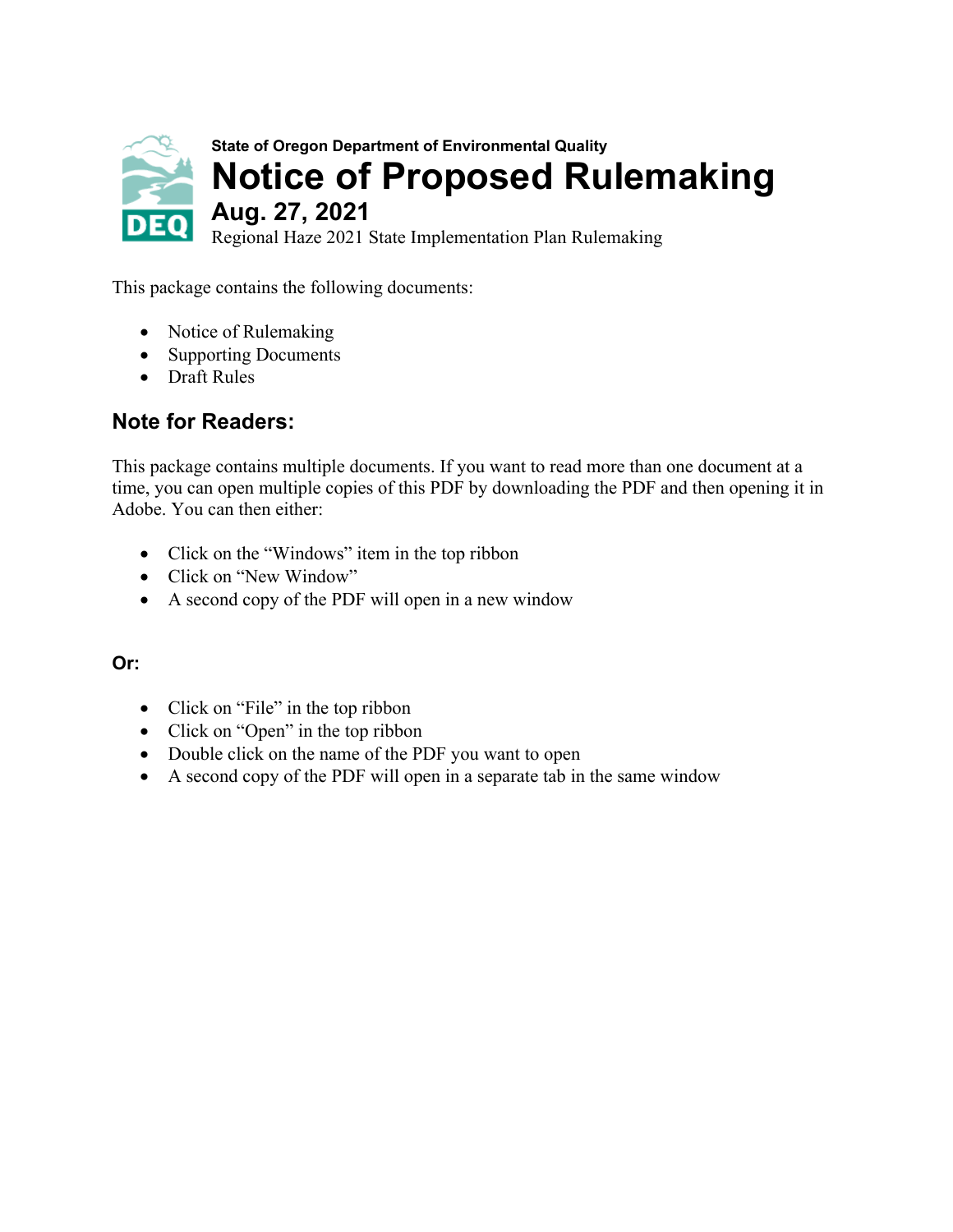State of Oregon Department of Environmental Quality

# Notice of Proposed Rulemaking

## Aug. 27, 2021

Regional Haze 2021 State Implementation Plan Rulemaking

This package contains the following documents:

- Notice of Rulemaking
- Supporting Documents
- Draft Rules

## Note for Readers:

This package contains multiple documents. If you want to read more than one document at a time, you can open multiple copies of this PDF by downloading the PDF and then opening it in Adobe. You can then either:

- Click on the "Windows" item in the top ribbon
- Click on "New Window"
- A second copy of the PDF will open in a new window

**Or:**

- Click on "File" in the top ribbon
- Click on "Open" in the top ribbon
- Double click on the name of the PDF you want to open
- A second copy of the PDF will open in a separate tab in the same window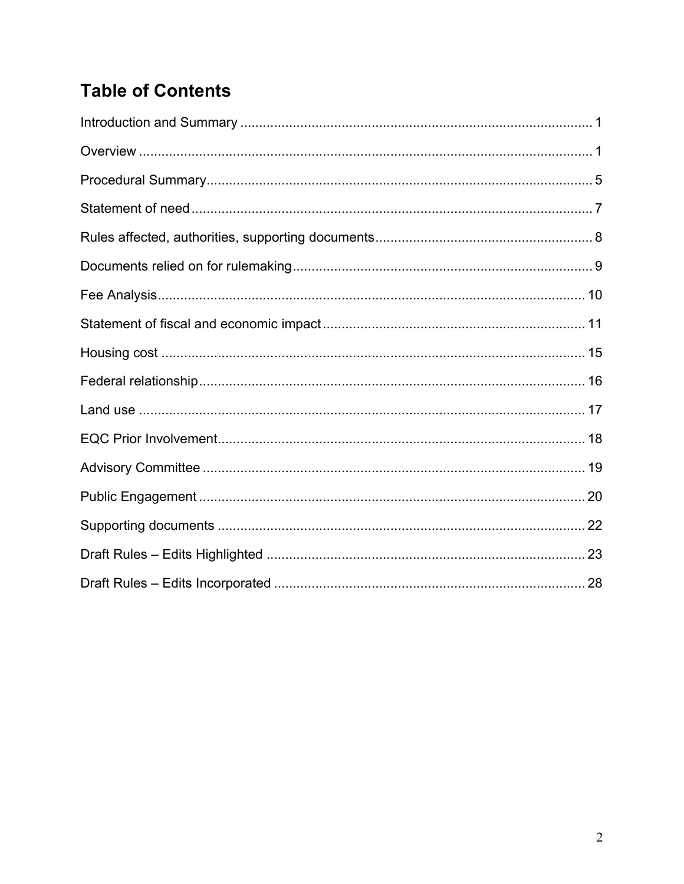## Table of Contents

Introduction and Summary ............................................................................................ 1

Overview ........................................................................................................................ 1

Procedural Summary ...................................................................................................... 5

Statement of need .......................................................................................................... 7

Rules affected, authorities, supporting documents ......................................................... 8

Documents relied on for rulemaking ............................................................................... 9

Fee Analysis ................................................................................................................. 10

Statement of fiscal and economic impact ..................................................................... 11

Housing cost ................................................................................................................ 15

Federal relationship ...................................................................................................... 16

Land use ...................................................................................................................... 17

EQC Prior Involvement ................................................................................................. 18

Advisory Committee ..................................................................................................... 19

Public Engagement ...................................................................................................... 20

Supporting documents ................................................................................................. 22

Draft Rules – Edits Highlighted .................................................................................... 23

Draft Rules – Edits Incorporated .................................................................................. 28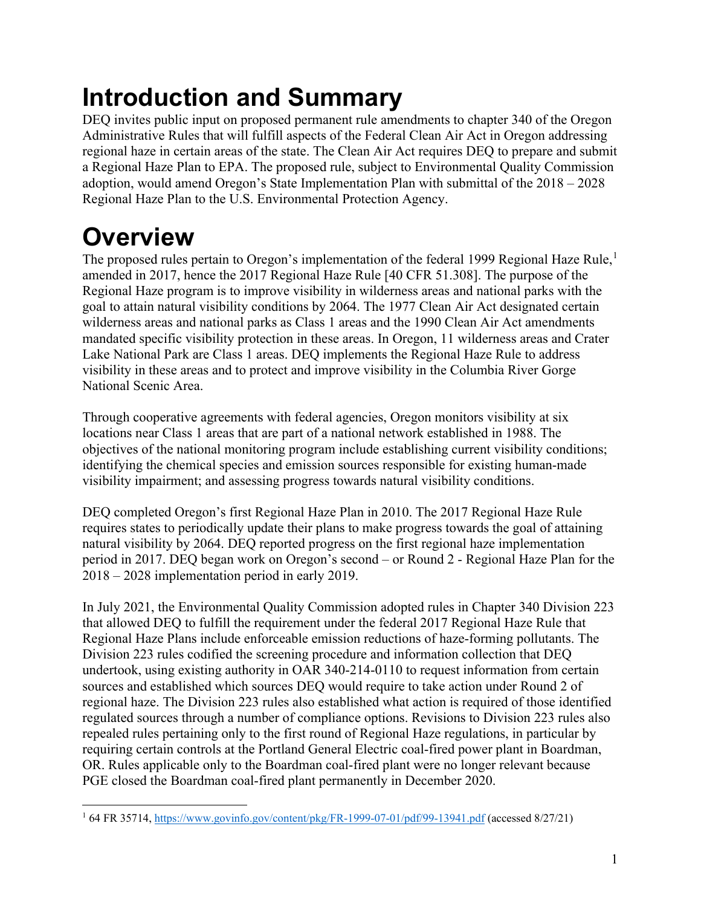# Introduction and Summary

DEQ invites public input on proposed permanent rule amendments to chapter 340 of the Oregon Administrative Rules that will fulfill aspects of the Federal Clean Air Act in Oregon addressing regional haze in certain areas of the state. The Clean Air Act requires DEQ to prepare and submit a Regional Haze Plan to EPA. The proposed rule, subject to Environmental Quality Commission adoption, would amend Oregon's State Implementation Plan with submittal of the 2018 – 2028 Regional Haze Plan to the U.S. Environmental Protection Agency.

# Overview

The proposed rules pertain to Oregon's implementation of the federal 1999 Regional Haze Rule,[1] amended in 2017, hence the 2017 Regional Haze Rule [40 CFR 51.308]. The purpose of the Regional Haze program is to improve visibility in wilderness areas and national parks with the goal to attain natural visibility conditions by 2064. The 1977 Clean Air Act designated certain wilderness areas and national parks as Class 1 areas and the 1990 Clean Air Act amendments mandated specific visibility protection in these areas. In Oregon, 11 wilderness areas and Crater Lake National Park are Class 1 areas. DEQ implements the Regional Haze Rule to address visibility in these areas and to protect and improve visibility in the Columbia River Gorge National Scenic Area.

Through cooperative agreements with federal agencies, Oregon monitors visibility at six locations near Class 1 areas that are part of a national network established in 1988. The objectives of the national monitoring program include establishing current visibility conditions; identifying the chemical species and emission sources responsible for existing human-made visibility impairment; and assessing progress towards natural visibility conditions.

DEQ completed Oregon's first Regional Haze Plan in 2010. The 2017 Regional Haze Rule requires states to periodically update their plans to make progress towards the goal of attaining natural visibility by 2064. DEQ reported progress on the first regional haze implementation period in 2017. DEQ began work on Oregon's second – or Round 2 - Regional Haze Plan for the 2018 – 2028 implementation period in early 2019.

In July 2021, the Environmental Quality Commission adopted rules in Chapter 340 Division 223 that allowed DEQ to fulfill the requirement under the federal 2017 Regional Haze Rule that Regional Haze Plans include enforceable emission reductions of haze-forming pollutants. The Division 223 rules codified the screening procedure and information collection that DEQ undertook, using existing authority in OAR 340-214-0110 to request information from certain sources and established which sources DEQ would require to take action under Round 2 of regional haze. The Division 223 rules also established what action is required of those identified regulated sources through a number of compliance options. Revisions to Division 223 rules also repealed rules pertaining only to the first round of Regional Haze regulations, in particular by requiring certain controls at the Portland General Electric coal-fired power plant in Boardman, OR. Rules applicable only to the Boardman coal-fired plant were no longer relevant because PGE closed the Boardman coal-fired plant permanently in December 2020.

[1] 64 FR 35714, https://www.govinfo.gov/content/pkg/FR-1999-07-01/pdf/99-13941.pdf (accessed 8/27/21)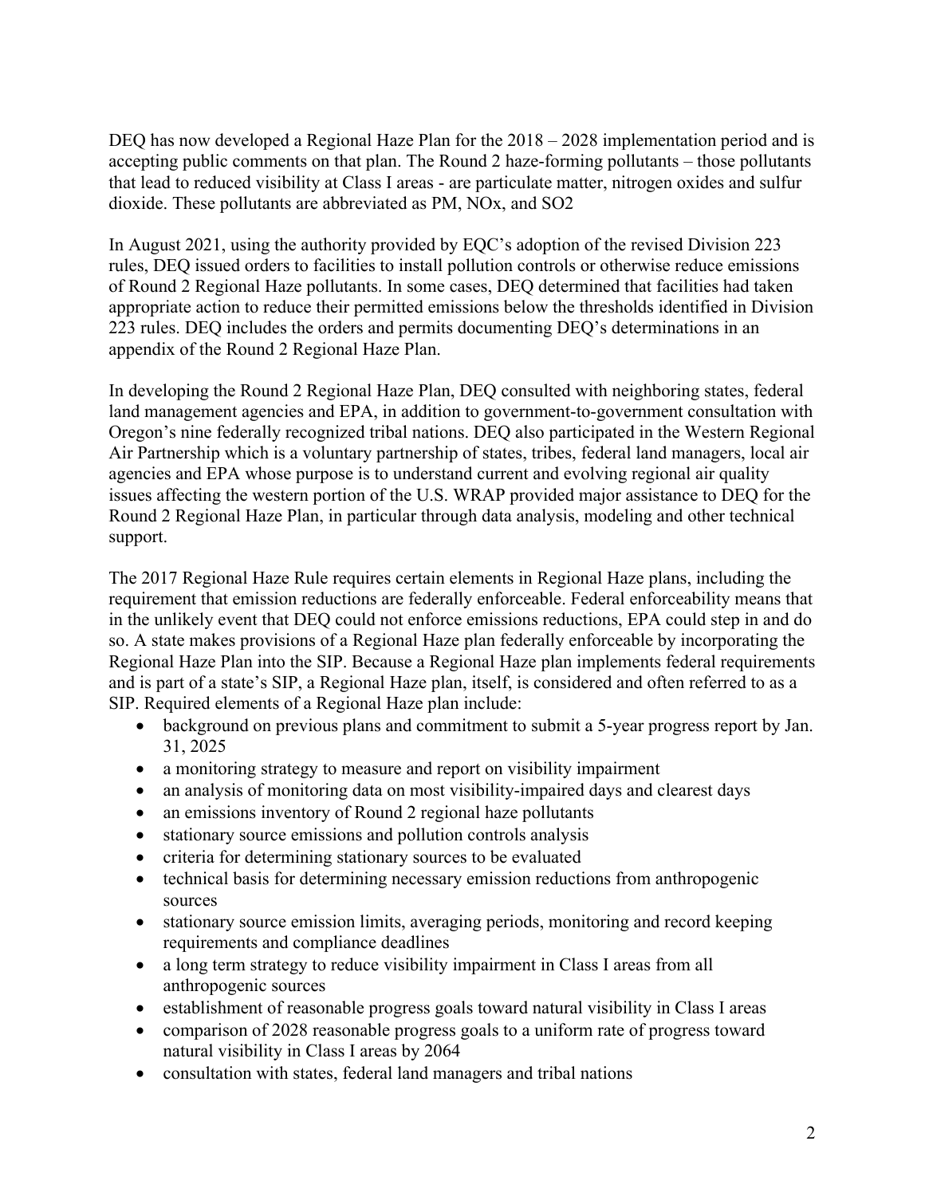DEQ has now developed a Regional Haze Plan for the 2018 – 2028 implementation period and is accepting public comments on that plan. The Round 2 haze-forming pollutants – those pollutants that lead to reduced visibility at Class I areas - are particulate matter, nitrogen oxides and sulfur dioxide. These pollutants are abbreviated as PM, NOx, and SO2

In August 2021, using the authority provided by EQC's adoption of the revised Division 223 rules, DEQ issued orders to facilities to install pollution controls or otherwise reduce emissions of Round 2 Regional Haze pollutants. In some cases, DEQ determined that facilities had taken appropriate action to reduce their permitted emissions below the thresholds identified in Division 223 rules. DEQ includes the orders and permits documenting DEQ's determinations in an appendix of the Round 2 Regional Haze Plan.

In developing the Round 2 Regional Haze Plan, DEQ consulted with neighboring states, federal land management agencies and EPA, in addition to government-to-government consultation with Oregon's nine federally recognized tribal nations. DEQ also participated in the Western Regional Air Partnership which is a voluntary partnership of states, tribes, federal land managers, local air agencies and EPA whose purpose is to understand current and evolving regional air quality issues affecting the western portion of the U.S. WRAP provided major assistance to DEQ for the Round 2 Regional Haze Plan, in particular through data analysis, modeling and other technical support.

The 2017 Regional Haze Rule requires certain elements in Regional Haze plans, including the requirement that emission reductions are federally enforceable. Federal enforceability means that in the unlikely event that DEQ could not enforce emissions reductions, EPA could step in and do so. A state makes provisions of a Regional Haze plan federally enforceable by incorporating the Regional Haze Plan into the SIP. Because a Regional Haze plan implements federal requirements and is part of a state's SIP, a Regional Haze plan, itself, is considered and often referred to as a SIP. Required elements of a Regional Haze plan include:

- background on previous plans and commitment to submit a 5-year progress report by Jan. 31, 2025
- a monitoring strategy to measure and report on visibility impairment
- an analysis of monitoring data on most visibility-impaired days and clearest days
- an emissions inventory of Round 2 regional haze pollutants
- stationary source emissions and pollution controls analysis
- criteria for determining stationary sources to be evaluated
- technical basis for determining necessary emission reductions from anthropogenic sources
- stationary source emission limits, averaging periods, monitoring and record keeping requirements and compliance deadlines
- a long term strategy to reduce visibility impairment in Class I areas from all anthropogenic sources
- establishment of reasonable progress goals toward natural visibility in Class I areas
- comparison of 2028 reasonable progress goals to a uniform rate of progress toward natural visibility in Class I areas by 2064
- consultation with states, federal land managers and tribal nations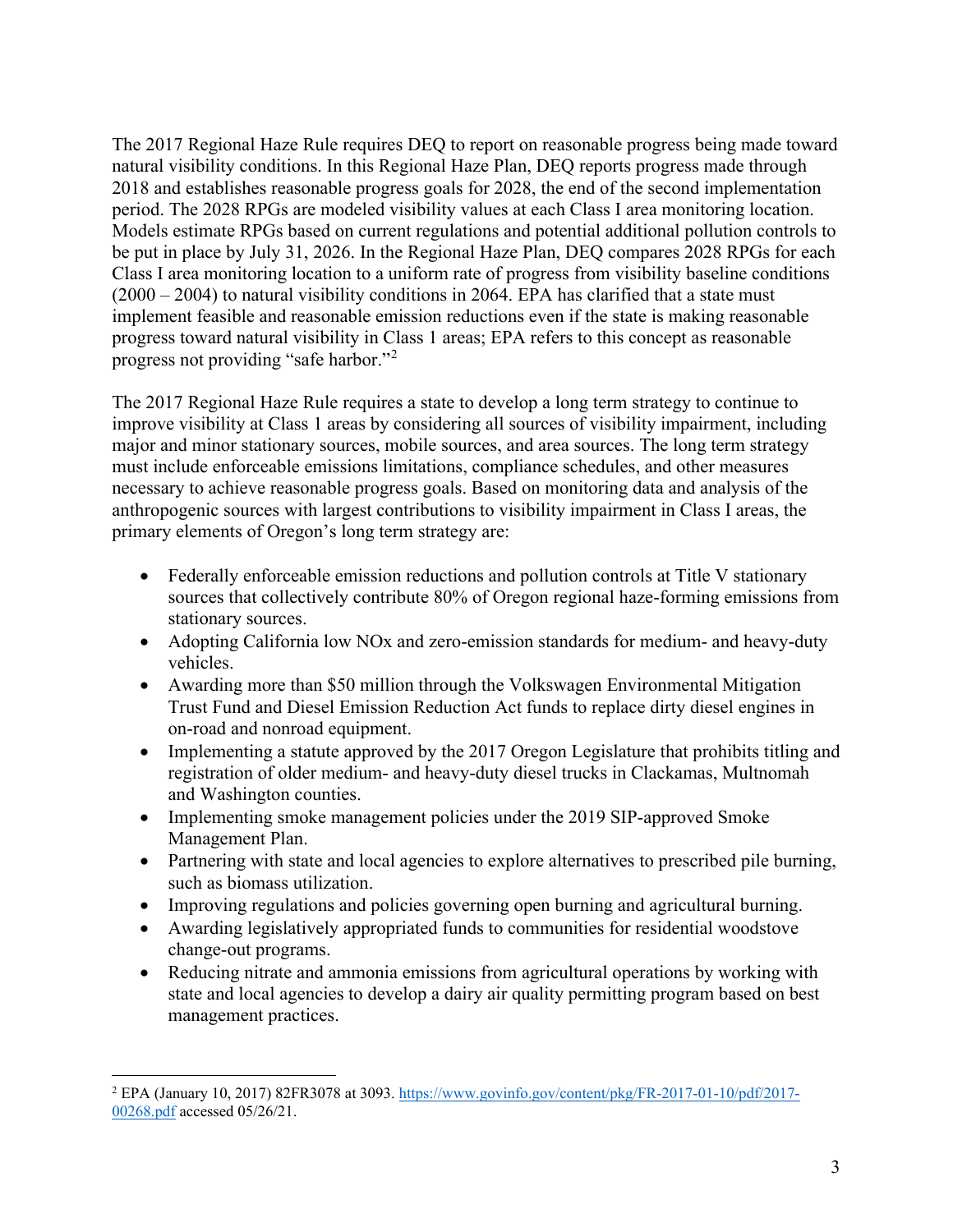The 2017 Regional Haze Rule requires DEQ to report on reasonable progress being made toward natural visibility conditions. In this Regional Haze Plan, DEQ reports progress made through 2018 and establishes reasonable progress goals for 2028, the end of the second implementation period. The 2028 RPGs are modeled visibility values at each Class I area monitoring location. Models estimate RPGs based on current regulations and potential additional pollution controls to be put in place by July 31, 2026. In the Regional Haze Plan, DEQ compares 2028 RPGs for each Class I area monitoring location to a uniform rate of progress from visibility baseline conditions (2000 – 2004) to natural visibility conditions in 2064. EPA has clarified that a state must implement feasible and reasonable emission reductions even if the state is making reasonable progress toward natural visibility in Class 1 areas; EPA refers to this concept as reasonable progress not providing "safe harbor."[2]

The 2017 Regional Haze Rule requires a state to develop a long term strategy to continue to improve visibility at Class 1 areas by considering all sources of visibility impairment, including major and minor stationary sources, mobile sources, and area sources. The long term strategy must include enforceable emissions limitations, compliance schedules, and other measures necessary to achieve reasonable progress goals. Based on monitoring data and analysis of the anthropogenic sources with largest contributions to visibility impairment in Class I areas, the primary elements of Oregon's long term strategy are:

- Federally enforceable emission reductions and pollution controls at Title V stationary sources that collectively contribute 80% of Oregon regional haze-forming emissions from stationary sources.
- Adopting California low NOx and zero-emission standards for medium- and heavy-duty vehicles.
- Awarding more than $50 million through the Volkswagen Environmental Mitigation Trust Fund and Diesel Emission Reduction Act funds to replace dirty diesel engines in on-road and nonroad equipment.
- Implementing a statute approved by the 2017 Oregon Legislature that prohibits titling and registration of older medium- and heavy-duty diesel trucks in Clackamas, Multnomah and Washington counties.
- Implementing smoke management policies under the 2019 SIP-approved Smoke Management Plan.
- Partnering with state and local agencies to explore alternatives to prescribed pile burning, such as biomass utilization.
- Improving regulations and policies governing open burning and agricultural burning.
- Awarding legislatively appropriated funds to communities for residential woodstove change-out programs.
- Reducing nitrate and ammonia emissions from agricultural operations by working with state and local agencies to develop a dairy air quality permitting program based on best management practices.

[2] EPA (January 10, 2017) 82FR3078 at 3093. https://www.govinfo.gov/content/pkg/FR-2017-01-10/pdf/2017-00268.pdf accessed 05/26/21.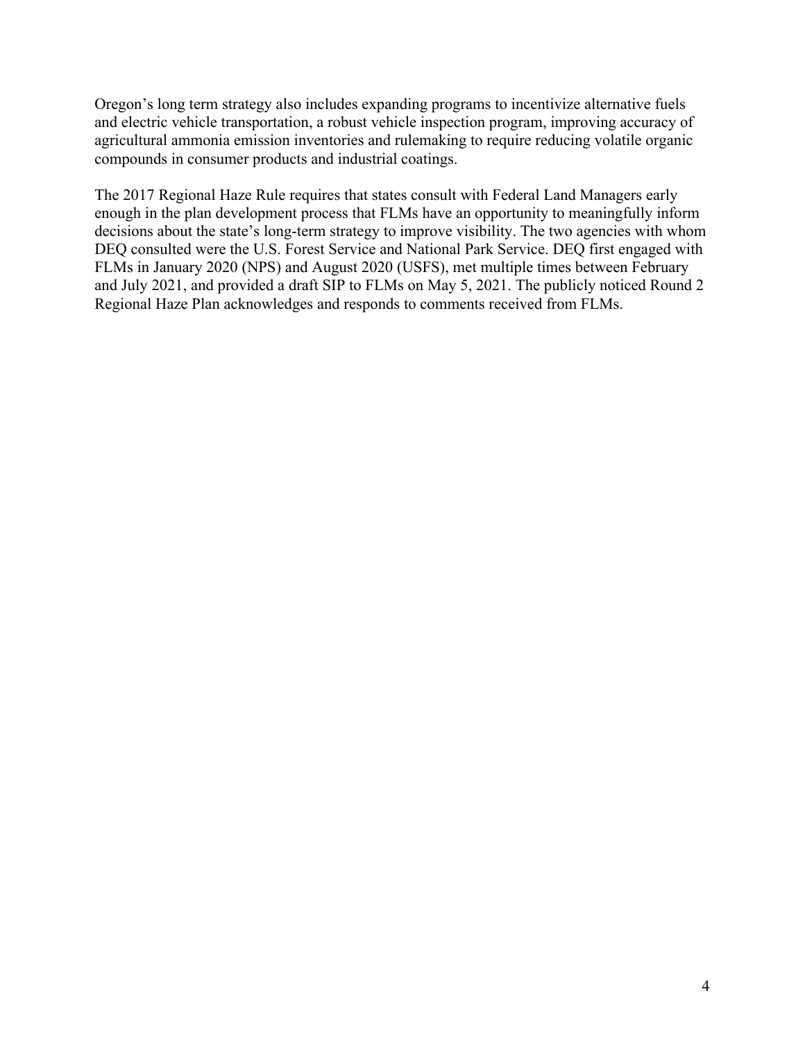Oregon's long term strategy also includes expanding programs to incentivize alternative fuels and electric vehicle transportation, a robust vehicle inspection program, improving accuracy of agricultural ammonia emission inventories and rulemaking to require reducing volatile organic compounds in consumer products and industrial coatings.

The 2017 Regional Haze Rule requires that states consult with Federal Land Managers early enough in the plan development process that FLMs have an opportunity to meaningfully inform decisions about the state's long-term strategy to improve visibility. The two agencies with whom DEQ consulted were the U.S. Forest Service and National Park Service. DEQ first engaged with FLMs in January 2020 (NPS) and August 2020 (USFS), met multiple times between February and July 2021, and provided a draft SIP to FLMs on May 5, 2021. The publicly noticed Round 2 Regional Haze Plan acknowledges and responds to comments received from FLMs.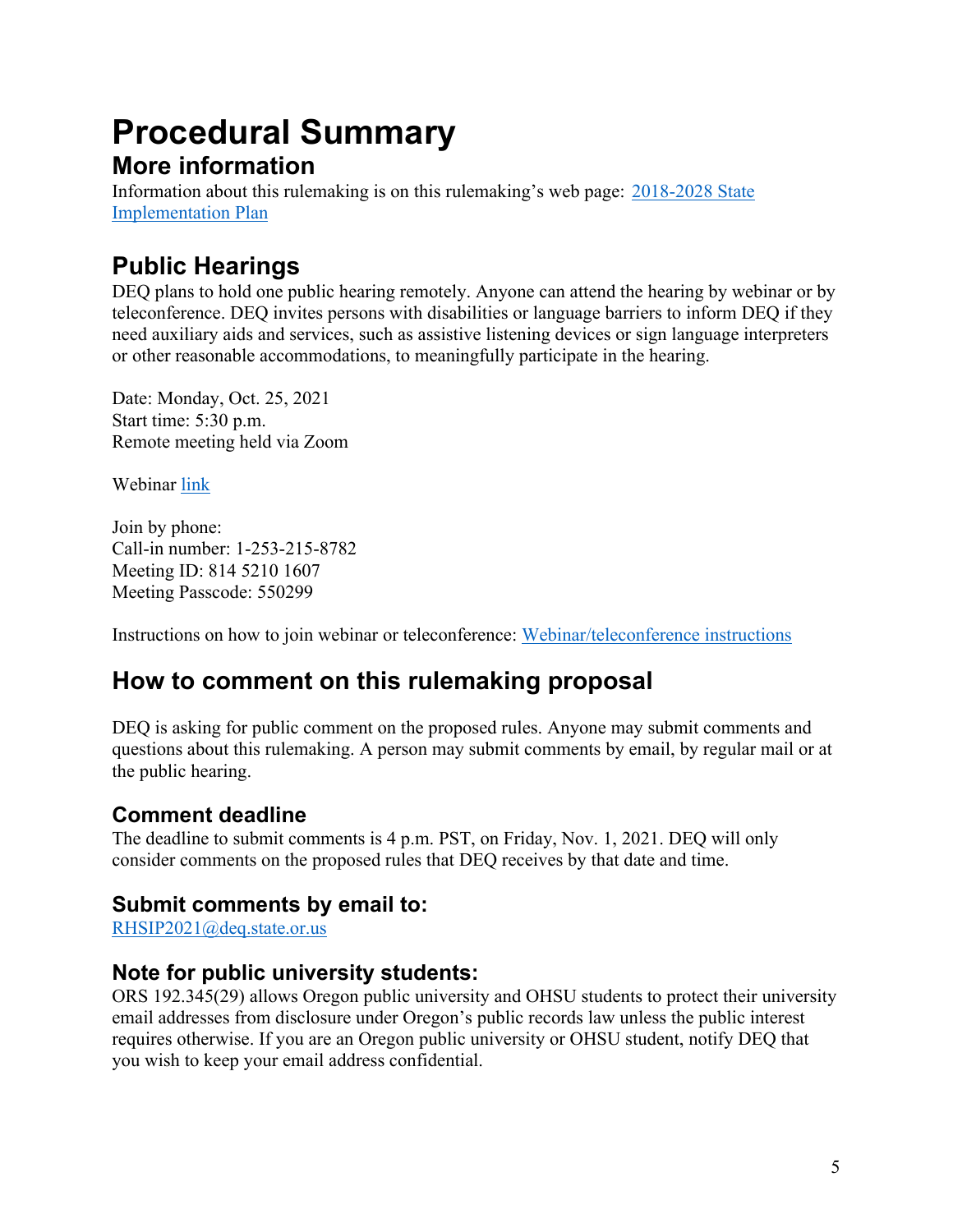# Procedural Summary

## More information

Information about this rulemaking is on this rulemaking's web page: [2018-2028 State Implementation Plan]

## Public Hearings

DEQ plans to hold one public hearing remotely. Anyone can attend the hearing by webinar or by teleconference. DEQ invites persons with disabilities or language barriers to inform DEQ if they need auxiliary aids and services, such as assistive listening devices or sign language interpreters or other reasonable accommodations, to meaningfully participate in the hearing.

Date: Monday, Oct. 25, 2021
Start time: 5:30 p.m.
Remote meeting held via Zoom

Webinar [link]

Join by phone:
Call-in number: 1-253-215-8782
Meeting ID: 814 5210 1607
Meeting Passcode: 550299

Instructions on how to join webinar or teleconference: [Webinar/teleconference instructions]

## How to comment on this rulemaking proposal

DEQ is asking for public comment on the proposed rules. Anyone may submit comments and questions about this rulemaking. A person may submit comments by email, by regular mail or at the public hearing.

### Comment deadline

The deadline to submit comments is 4 p.m. PST, on Friday, Nov. 1, 2021. DEQ will only consider comments on the proposed rules that DEQ receives by that date and time.

### Submit comments by email to:

RHSIP2021@deq.state.or.us

### Note for public university students:

ORS 192.345(29) allows Oregon public university and OHSU students to protect their university email addresses from disclosure under Oregon's public records law unless the public interest requires otherwise. If you are an Oregon public university or OHSU student, notify DEQ that you wish to keep your email address confidential.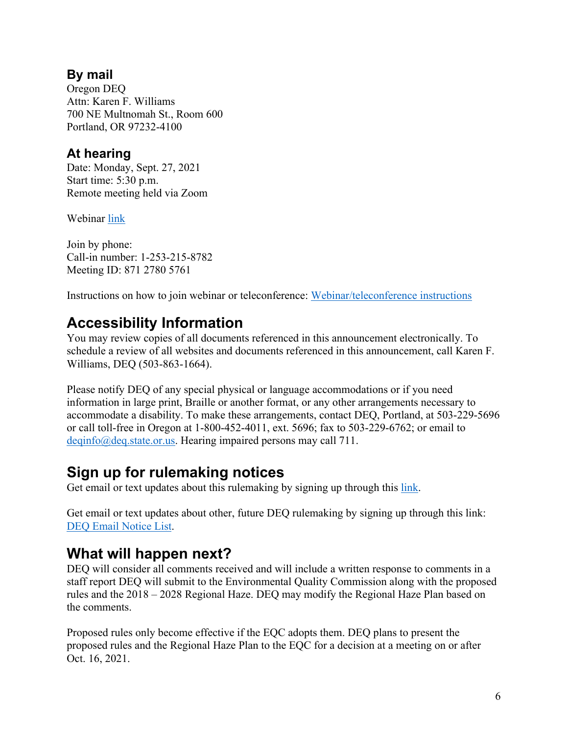### By mail

Oregon DEQ
Attn: Karen F. Williams
700 NE Multnomah St., Room 600
Portland, OR 97232-4100

### At hearing

Date: Monday, Sept. 27, 2021
Start time: 5:30 p.m.
Remote meeting held via Zoom

Webinar link

Join by phone:
Call-in number: 1-253-215-8782
Meeting ID: 871 2780 5761

Instructions on how to join webinar or teleconference: Webinar/teleconference instructions

## Accessibility Information

You may review copies of all documents referenced in this announcement electronically. To schedule a review of all websites and documents referenced in this announcement, call Karen F. Williams, DEQ (503-863-1664).

Please notify DEQ of any special physical or language accommodations or if you need information in large print, Braille or another format, or any other arrangements necessary to accommodate a disability. To make these arrangements, contact DEQ, Portland, at 503-229-5696 or call toll-free in Oregon at 1-800-452-4011, ext. 5696; fax to 503-229-6762; or email to deqinfo@deq.state.or.us. Hearing impaired persons may call 711.

## Sign up for rulemaking notices

Get email or text updates about this rulemaking by signing up through this link.

Get email or text updates about other, future DEQ rulemaking by signing up through this link: DEQ Email Notice List.

## What will happen next?

DEQ will consider all comments received and will include a written response to comments in a staff report DEQ will submit to the Environmental Quality Commission along with the proposed rules and the 2018 – 2028 Regional Haze. DEQ may modify the Regional Haze Plan based on the comments.

Proposed rules only become effective if the EQC adopts them. DEQ plans to present the proposed rules and the Regional Haze Plan to the EQC for a decision at a meeting on or after Oct. 16, 2021.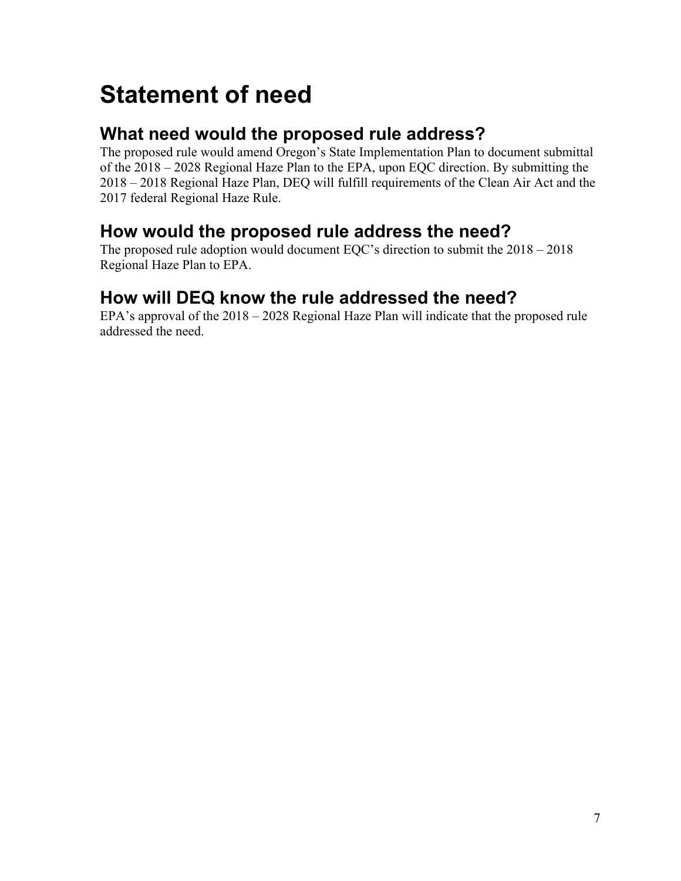# Statement of need

## What need would the proposed rule address?

The proposed rule would amend Oregon's State Implementation Plan to document submittal of the 2018 – 2028 Regional Haze Plan to the EPA, upon EQC direction. By submitting the 2018 – 2018 Regional Haze Plan, DEQ will fulfill requirements of the Clean Air Act and the 2017 federal Regional Haze Rule.

## How would the proposed rule address the need?

The proposed rule adoption would document EQC's direction to submit the 2018 – 2018 Regional Haze Plan to EPA.

## How will DEQ know the rule addressed the need?

EPA's approval of the 2018 – 2028 Regional Haze Plan will indicate that the proposed rule addressed the need.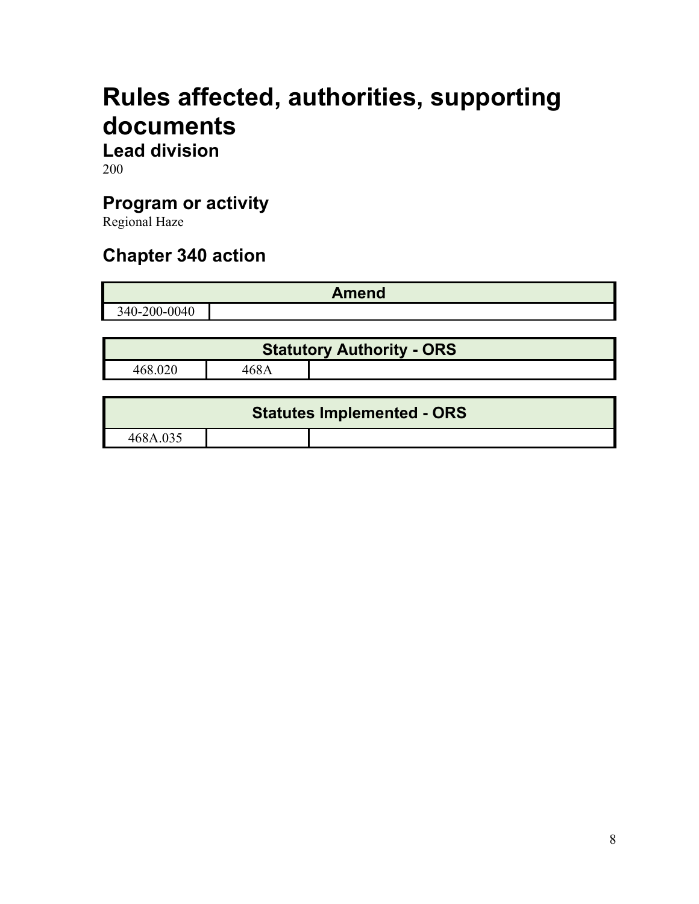# Rules affected, authorities, supporting documents

## Lead division

200

## Program or activity

Regional Haze

## Chapter 340 action

| Amend | |
|---|---|
| 340-200-0040 | |

| Statutory Authority - ORS | | |
|---|---|---|
| 468.020 | 468A | |

| Statutes Implemented - ORS | | |
|---|---|---|
| 468A.035 | | |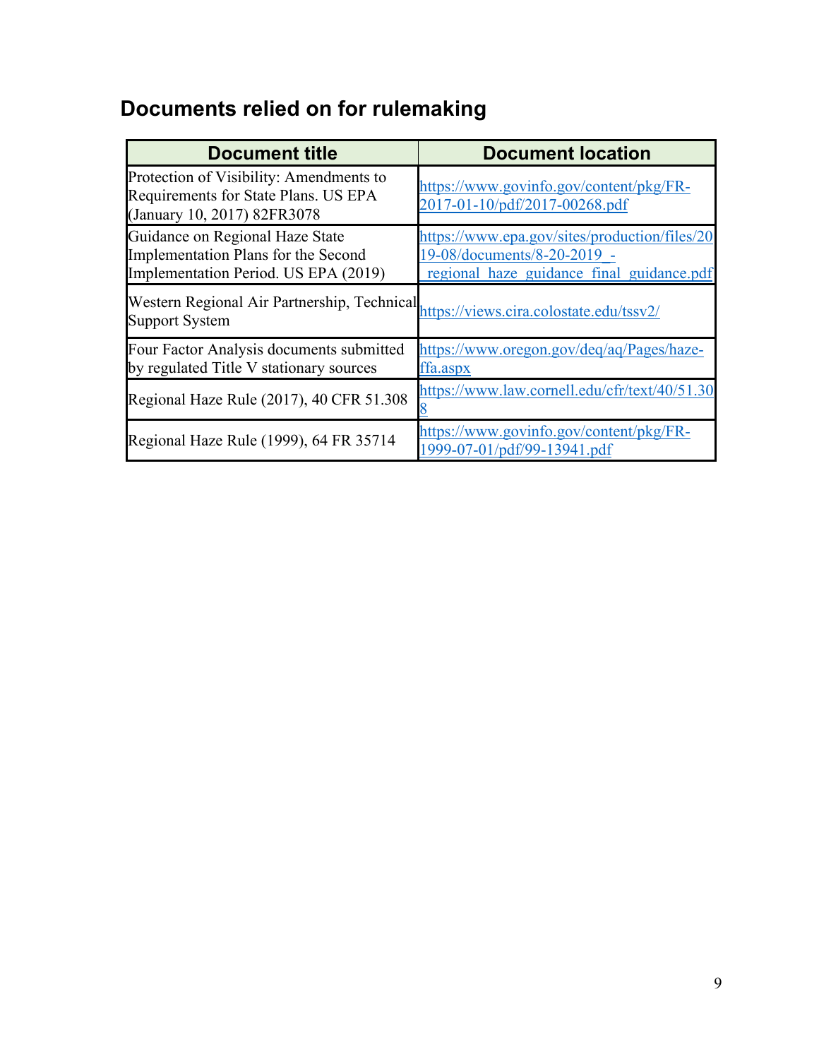## Documents relied on for rulemaking

| Document title | Document location |
| --- | --- |
| Protection of Visibility: Amendments to Requirements for State Plans. US EPA (January 10, 2017) 82FR3078 | https://www.govinfo.gov/content/pkg/FR-2017-01-10/pdf/2017-00268.pdf |
| Guidance on Regional Haze State Implementation Plans for the Second Implementation Period. US EPA (2019) | https://www.epa.gov/sites/production/files/2019-08/documents/8-20-2019_-_regional_haze_guidance_final_guidance.pdf |
| Western Regional Air Partnership, Technical Support System | https://views.cira.colostate.edu/tssv2/ |
| Four Factor Analysis documents submitted by regulated Title V stationary sources | https://www.oregon.gov/deq/aq/Pages/haze-ffa.aspx |
| Regional Haze Rule (2017), 40 CFR 51.308 | https://www.law.cornell.edu/cfr/text/40/51.308 |
| Regional Haze Rule (1999), 64 FR 35714 | https://www.govinfo.gov/content/pkg/FR-1999-07-01/pdf/99-13941.pdf |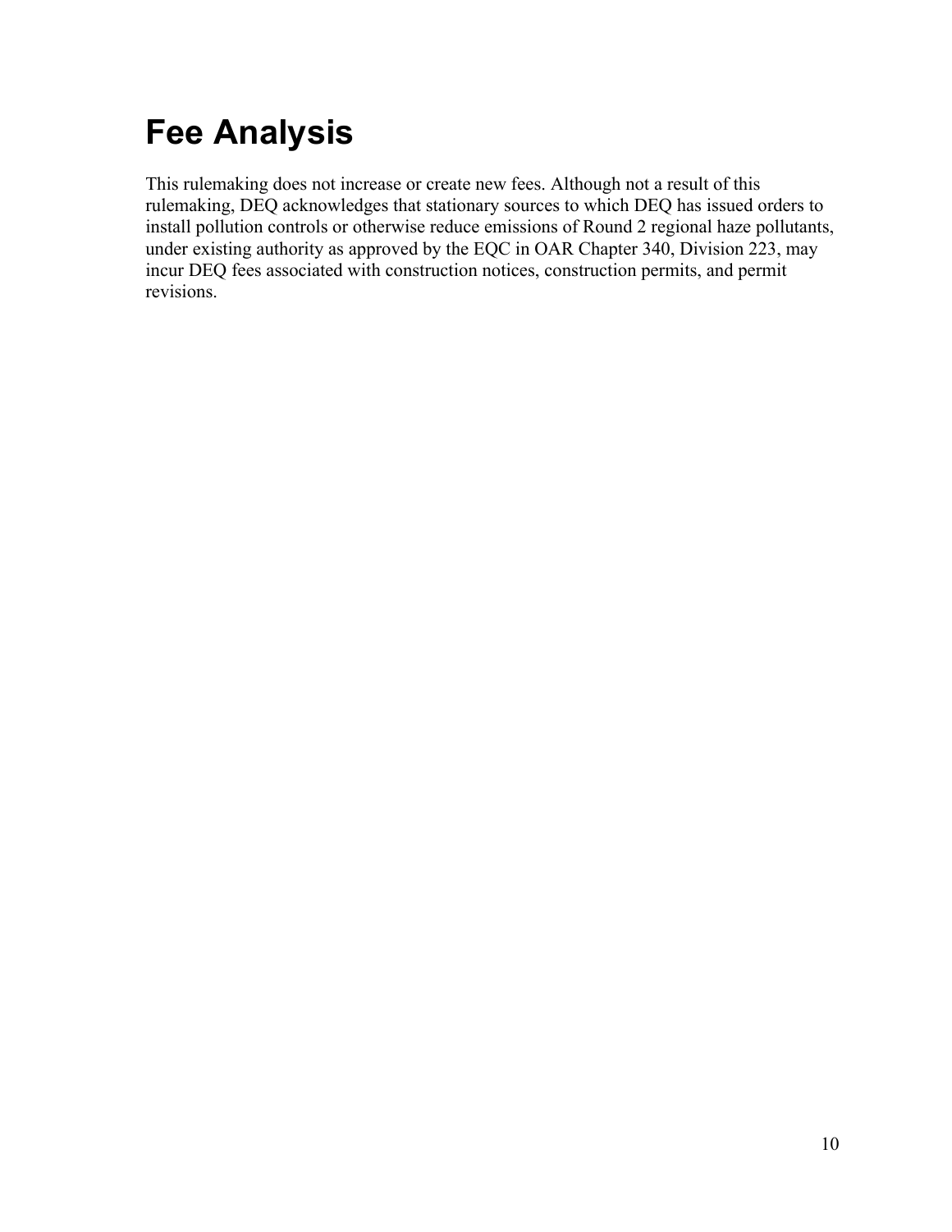# Fee Analysis

This rulemaking does not increase or create new fees. Although not a result of this rulemaking, DEQ acknowledges that stationary sources to which DEQ has issued orders to install pollution controls or otherwise reduce emissions of Round 2 regional haze pollutants, under existing authority as approved by the EQC in OAR Chapter 340, Division 223, may incur DEQ fees associated with construction notices, construction permits, and permit revisions.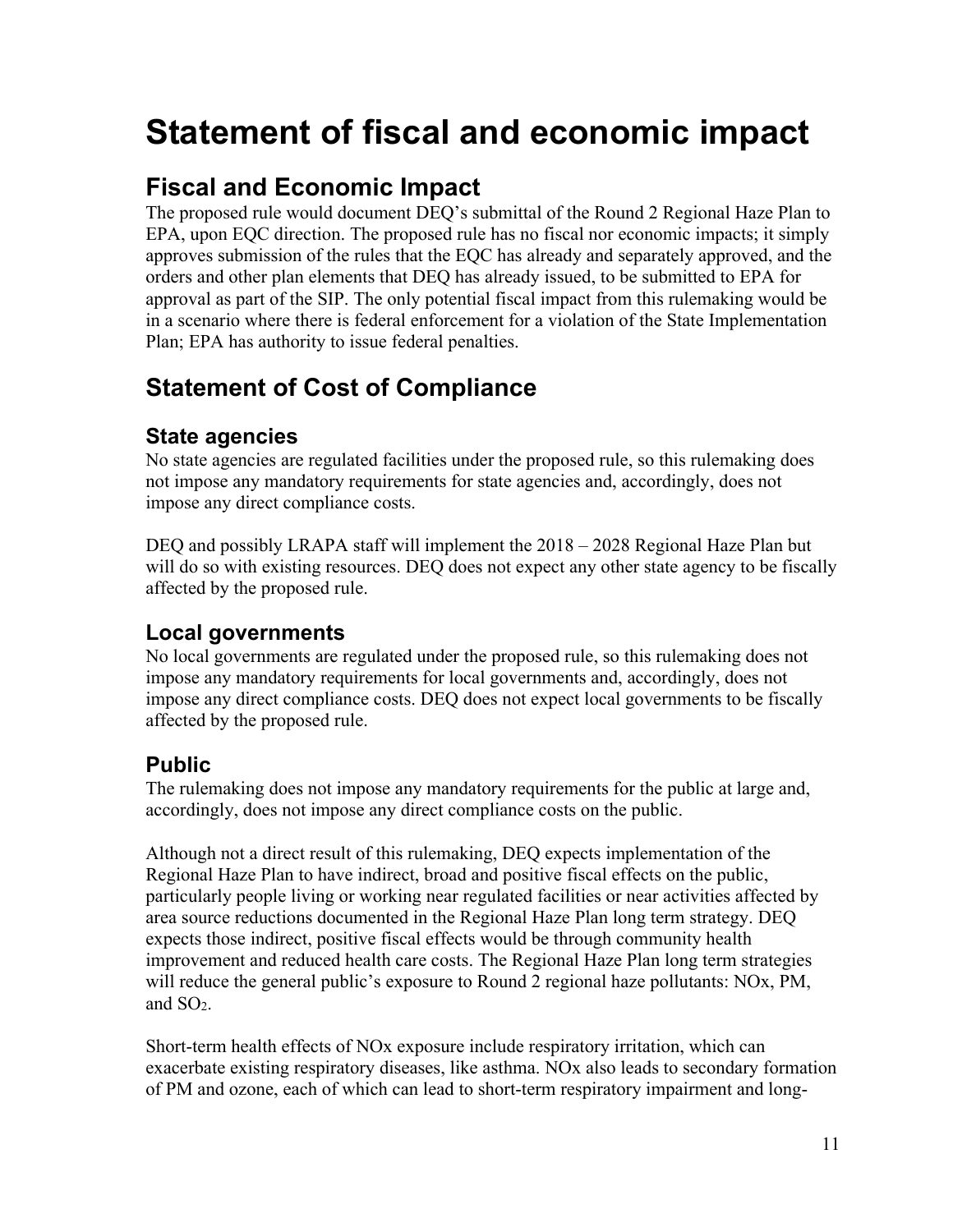# Statement of fiscal and economic impact

## Fiscal and Economic Impact

The proposed rule would document DEQ's submittal of the Round 2 Regional Haze Plan to EPA, upon EQC direction. The proposed rule has no fiscal nor economic impacts; it simply approves submission of the rules that the EQC has already and separately approved, and the orders and other plan elements that DEQ has already issued, to be submitted to EPA for approval as part of the SIP. The only potential fiscal impact from this rulemaking would be in a scenario where there is federal enforcement for a violation of the State Implementation Plan; EPA has authority to issue federal penalties.

## Statement of Cost of Compliance

### State agencies

No state agencies are regulated facilities under the proposed rule, so this rulemaking does not impose any mandatory requirements for state agencies and, accordingly, does not impose any direct compliance costs.

DEQ and possibly LRAPA staff will implement the 2018 – 2028 Regional Haze Plan but will do so with existing resources. DEQ does not expect any other state agency to be fiscally affected by the proposed rule.

### Local governments

No local governments are regulated under the proposed rule, so this rulemaking does not impose any mandatory requirements for local governments and, accordingly, does not impose any direct compliance costs. DEQ does not expect local governments to be fiscally affected by the proposed rule.

### Public

The rulemaking does not impose any mandatory requirements for the public at large and, accordingly, does not impose any direct compliance costs on the public.

Although not a direct result of this rulemaking, DEQ expects implementation of the Regional Haze Plan to have indirect, broad and positive fiscal effects on the public, particularly people living or working near regulated facilities or near activities affected by area source reductions documented in the Regional Haze Plan long term strategy. DEQ expects those indirect, positive fiscal effects would be through community health improvement and reduced health care costs. The Regional Haze Plan long term strategies will reduce the general public's exposure to Round 2 regional haze pollutants: NOx, PM, and $SO_2$.

Short-term health effects of NOx exposure include respiratory irritation, which can exacerbate existing respiratory diseases, like asthma. NOx also leads to secondary formation of PM and ozone, each of which can lead to short-term respiratory impairment and long-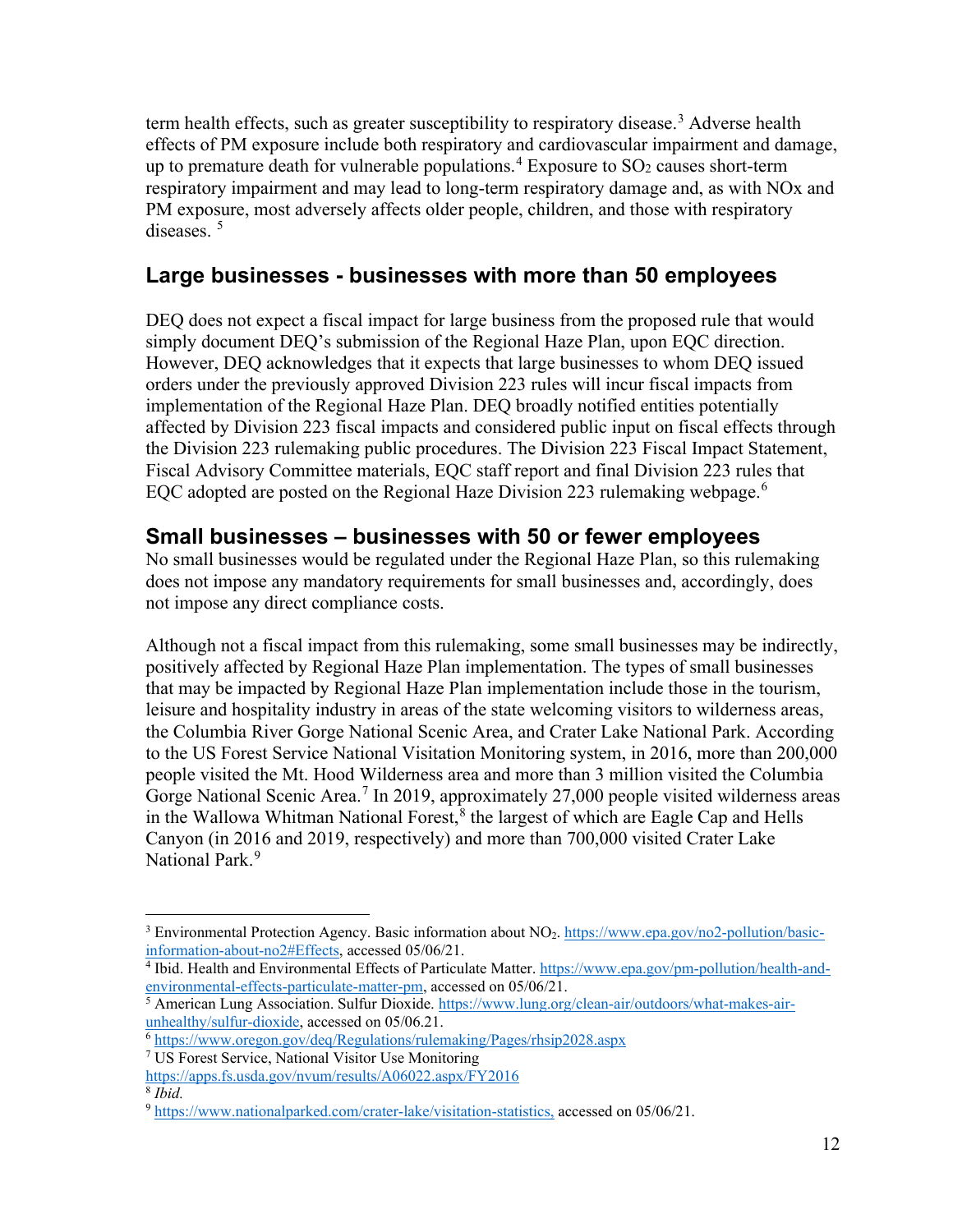term health effects, such as greater susceptibility to respiratory disease.[3] Adverse health effects of PM exposure include both respiratory and cardiovascular impairment and damage, up to premature death for vulnerable populations.[4] Exposure to $SO_2$ causes short-term respiratory impairment and may lead to long-term respiratory damage and, as with NOx and PM exposure, most adversely affects older people, children, and those with respiratory diseases. [5]

## Large businesses - businesses with more than 50 employees

DEQ does not expect a fiscal impact for large business from the proposed rule that would simply document DEQ's submission of the Regional Haze Plan, upon EQC direction. However, DEQ acknowledges that it expects that large businesses to whom DEQ issued orders under the previously approved Division 223 rules will incur fiscal impacts from implementation of the Regional Haze Plan. DEQ broadly notified entities potentially affected by Division 223 fiscal impacts and considered public input on fiscal effects through the Division 223 rulemaking public procedures. The Division 223 Fiscal Impact Statement, Fiscal Advisory Committee materials, EQC staff report and final Division 223 rules that EQC adopted are posted on the Regional Haze Division 223 rulemaking webpage.[6]

## Small businesses – businesses with 50 or fewer employees

No small businesses would be regulated under the Regional Haze Plan, so this rulemaking does not impose any mandatory requirements for small businesses and, accordingly, does not impose any direct compliance costs.

Although not a fiscal impact from this rulemaking, some small businesses may be indirectly, positively affected by Regional Haze Plan implementation. The types of small businesses that may be impacted by Regional Haze Plan implementation include those in the tourism, leisure and hospitality industry in areas of the state welcoming visitors to wilderness areas, the Columbia River Gorge National Scenic Area, and Crater Lake National Park. According to the US Forest Service National Visitation Monitoring system, in 2016, more than 200,000 people visited the Mt. Hood Wilderness area and more than 3 million visited the Columbia Gorge National Scenic Area.[7] In 2019, approximately 27,000 people visited wilderness areas in the Wallowa Whitman National Forest,[8] the largest of which are Eagle Cap and Hells Canyon (in 2016 and 2019, respectively) and more than 700,000 visited Crater Lake National Park.[9]

---

[3] Environmental Protection Agency. Basic information about $NO_2$. https://www.epa.gov/no2-pollution/basic-information-about-no2#Effects, accessed 05/06/21.

[4] Ibid. Health and Environmental Effects of Particulate Matter. https://www.epa.gov/pm-pollution/health-and-environmental-effects-particulate-matter-pm, accessed on 05/06/21.

[5] American Lung Association. Sulfur Dioxide. https://www.lung.org/clean-air/outdoors/what-makes-air-unhealthy/sulfur-dioxide, accessed on 05/06.21.

[6] https://www.oregon.gov/deq/Regulations/rulemaking/Pages/rhsip2028.aspx

[7] US Forest Service, National Visitor Use Monitoring https://apps.fs.usda.gov/nvum/results/A06022.aspx/FY2016

[8] *Ibid.*

[9] https://www.nationalparked.com/crater-lake/visitation-statistics, accessed on 05/06/21.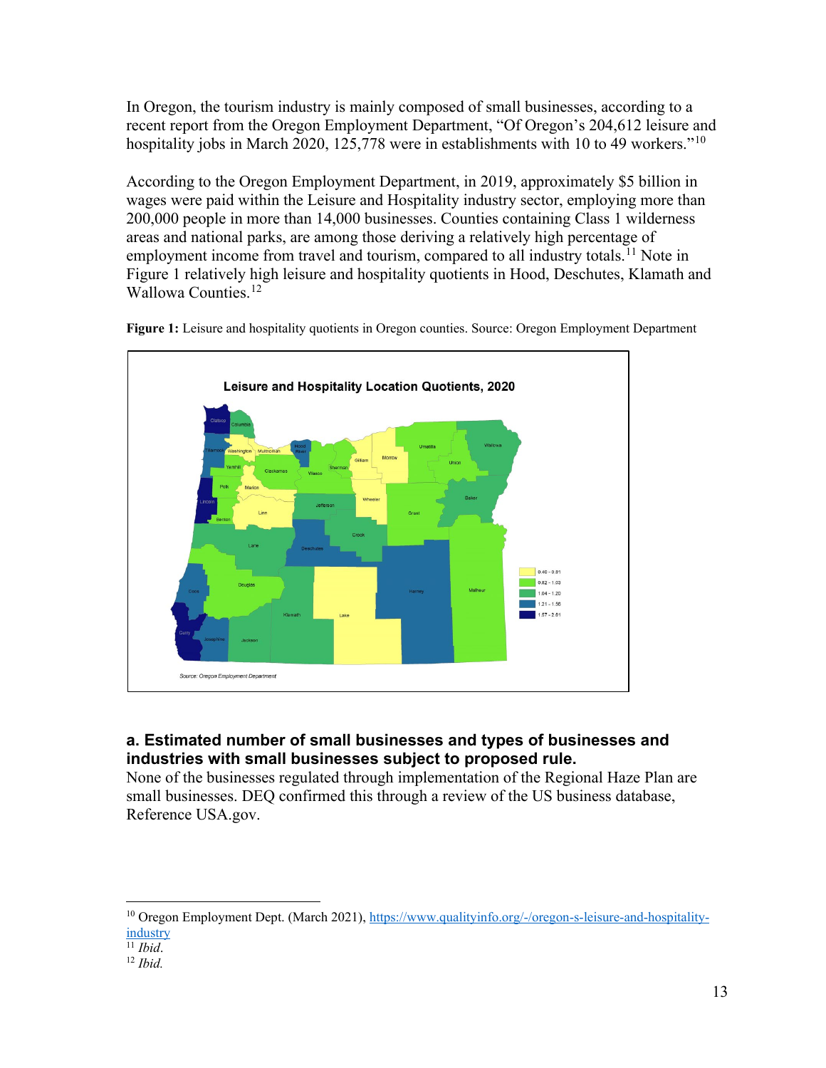In Oregon, the tourism industry is mainly composed of small businesses, according to a recent report from the Oregon Employment Department, "Of Oregon's 204,612 leisure and hospitality jobs in March 2020, 125,778 were in establishments with 10 to 49 workers."[10]

According to the Oregon Employment Department, in 2019, approximately $5 billion in wages were paid within the Leisure and Hospitality industry sector, employing more than 200,000 people in more than 14,000 businesses. Counties containing Class 1 wilderness areas and national parks, are among those deriving a relatively high percentage of employment income from travel and tourism, compared to all industry totals.[11] Note in Figure 1 relatively high leisure and hospitality quotients in Hood, Deschutes, Klamath and Wallowa Counties.[12]

**Figure 1:** Leisure and hospitality quotients in Oregon counties. Source: Oregon Employment Department

### a. Estimated number of small businesses and types of businesses and industries with small businesses subject to proposed rule.

None of the businesses regulated through implementation of the Regional Haze Plan are small businesses. DEQ confirmed this through a review of the US business database, Reference USA.gov.

---

[10] Oregon Employment Dept. (March 2021), https://www.qualityinfo.org/-/oregon-s-leisure-and-hospitality-industry

[11] *Ibid.*

[12] *Ibid.*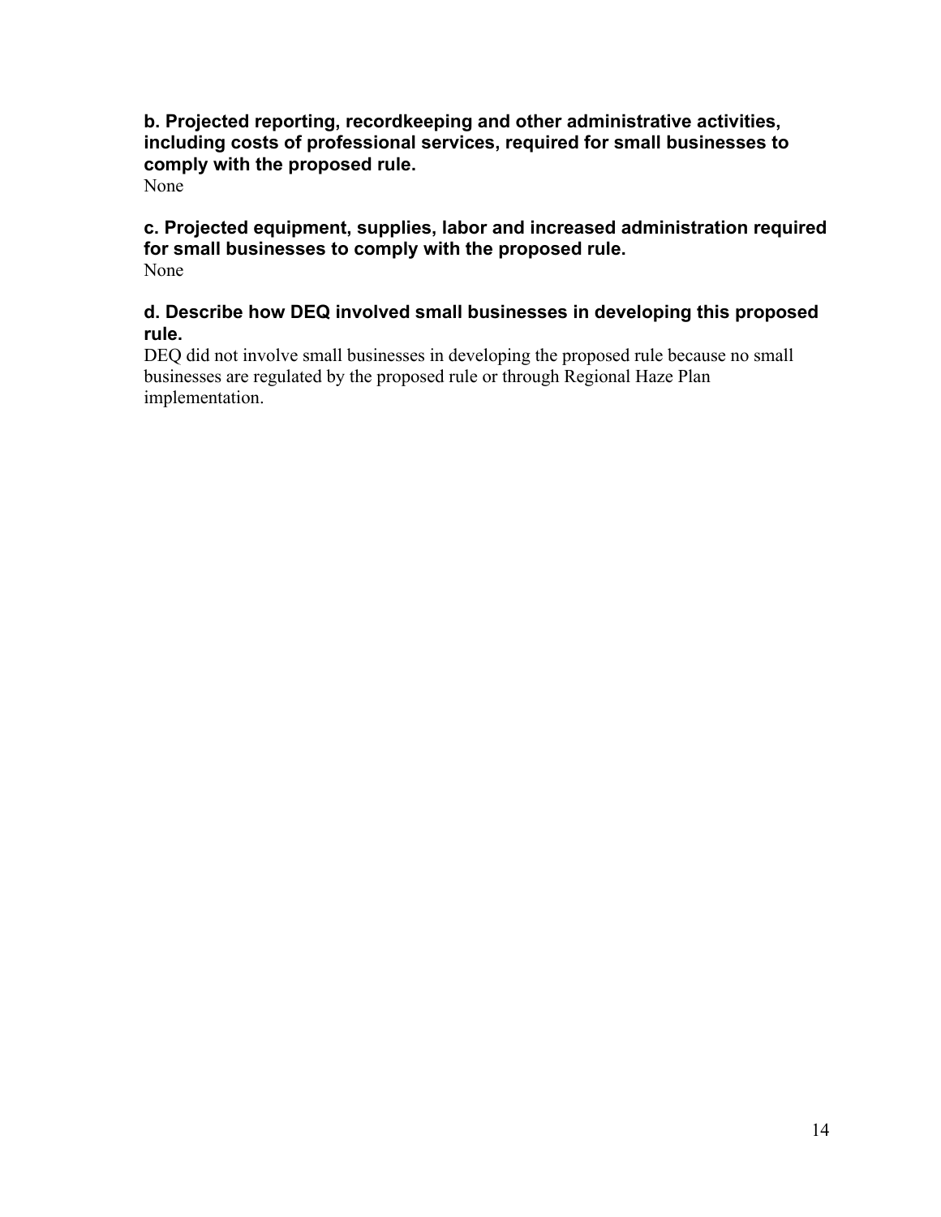**b. Projected reporting, recordkeeping and other administrative activities, including costs of professional services, required for small businesses to comply with the proposed rule.**

None

**c. Projected equipment, supplies, labor and increased administration required for small businesses to comply with the proposed rule.**

None

**d. Describe how DEQ involved small businesses in developing this proposed rule.**

DEQ did not involve small businesses in developing the proposed rule because no small businesses are regulated by the proposed rule or through Regional Haze Plan implementation.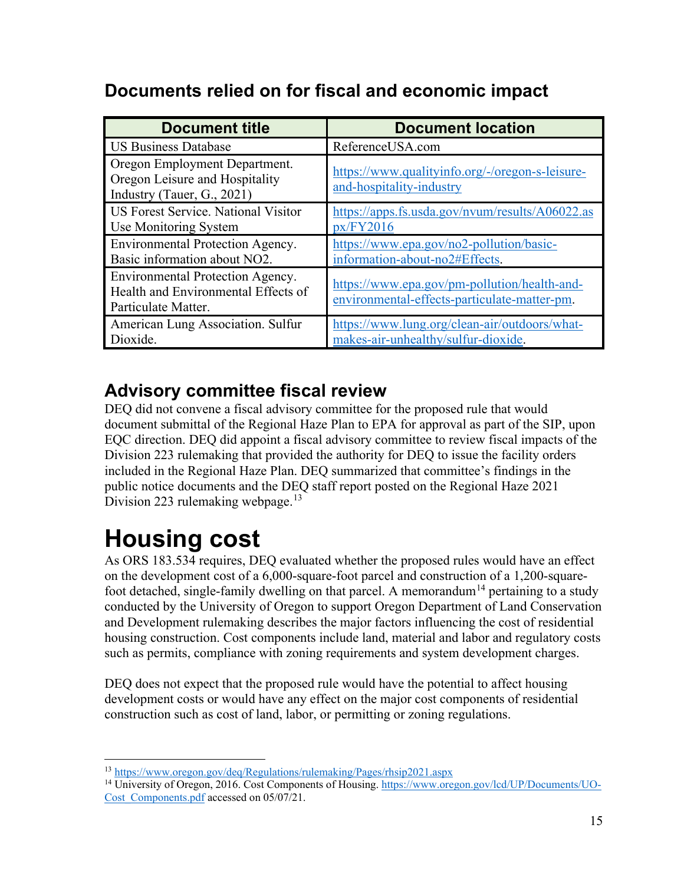## Documents relied on for fiscal and economic impact

| Document title | Document location |
|---|---|
| US Business Database | ReferenceUSA.com |
| Oregon Employment Department. Oregon Leisure and Hospitality Industry (Tauer, G., 2021) | https://www.qualityinfo.org/-/oregon-s-leisure-and-hospitality-industry |
| US Forest Service. National Visitor Use Monitoring System | https://apps.fs.usda.gov/nvum/results/A06022.aspx/FY2016 |
| Environmental Protection Agency. Basic information about NO2. | https://www.epa.gov/no2-pollution/basic-information-about-no2#Effects. |
| Environmental Protection Agency. Health and Environmental Effects of Particulate Matter. | https://www.epa.gov/pm-pollution/health-and-environmental-effects-particulate-matter-pm. |
| American Lung Association. Sulfur Dioxide. | https://www.lung.org/clean-air/outdoors/what-makes-air-unhealthy/sulfur-dioxide. |

## Advisory committee fiscal review

DEQ did not convene a fiscal advisory committee for the proposed rule that would document submittal of the Regional Haze Plan to EPA for approval as part of the SIP, upon EQC direction. DEQ did appoint a fiscal advisory committee to review fiscal impacts of the Division 223 rulemaking that provided the authority for DEQ to issue the facility orders included in the Regional Haze Plan. DEQ summarized that committee's findings in the public notice documents and the DEQ staff report posted on the Regional Haze 2021 Division 223 rulemaking webpage.[13]

# Housing cost

As ORS 183.534 requires, DEQ evaluated whether the proposed rules would have an effect on the development cost of a 6,000-square-foot parcel and construction of a 1,200-square-foot detached, single-family dwelling on that parcel. A memorandum[14] pertaining to a study conducted by the University of Oregon to support Oregon Department of Land Conservation and Development rulemaking describes the major factors influencing the cost of residential housing construction. Cost components include land, material and labor and regulatory costs such as permits, compliance with zoning requirements and system development charges.

DEQ does not expect that the proposed rule would have the potential to affect housing development costs or would have any effect on the major cost components of residential construction such as cost of land, labor, or permitting or zoning regulations.

---

[13] https://www.oregon.gov/deq/Regulations/rulemaking/Pages/rhsip2021.aspx

[14] University of Oregon, 2016. Cost Components of Housing. https://www.oregon.gov/lcd/UP/Documents/UO-Cost_Components.pdf accessed on 05/07/21.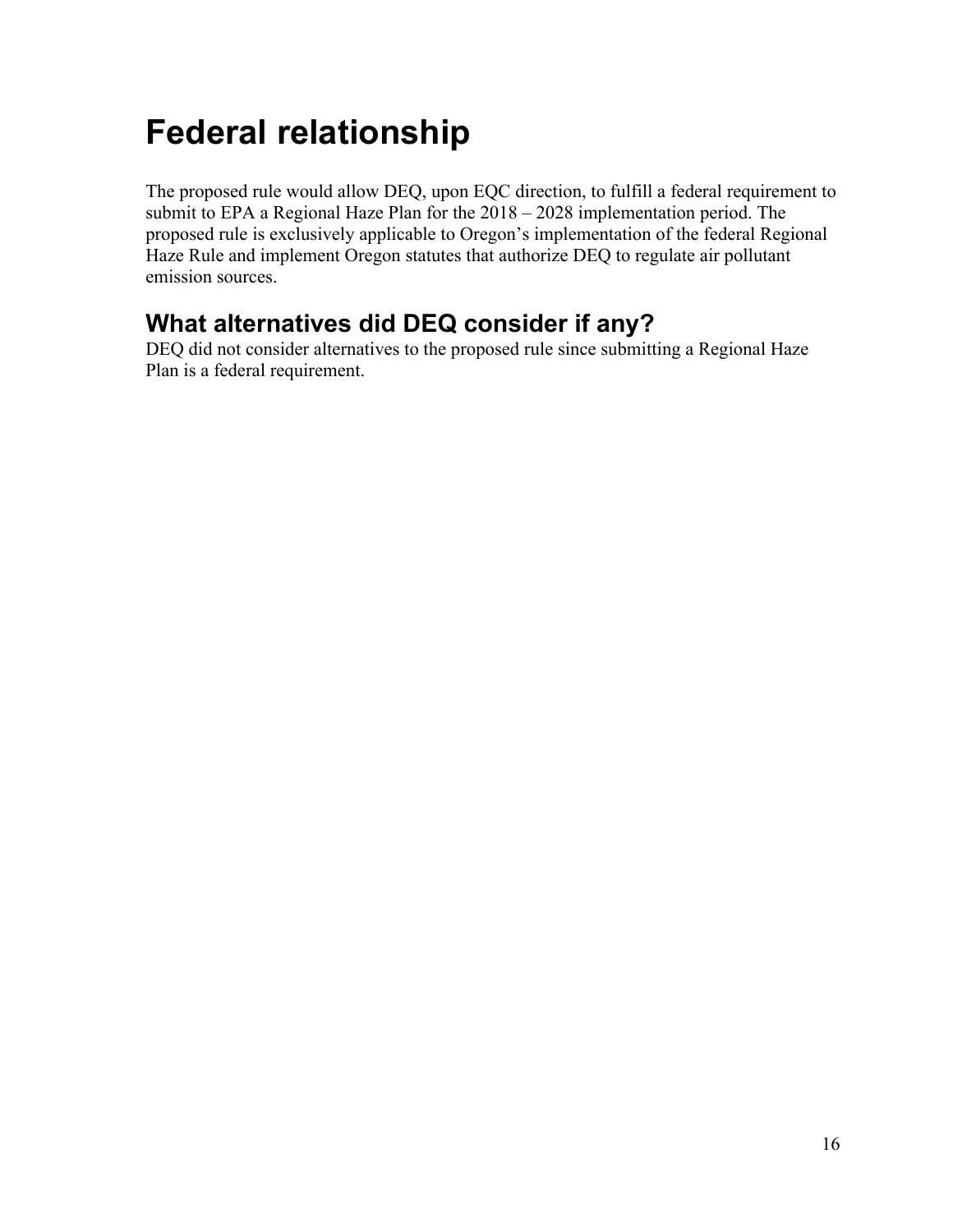# Federal relationship

The proposed rule would allow DEQ, upon EQC direction, to fulfill a federal requirement to submit to EPA a Regional Haze Plan for the 2018 – 2028 implementation period. The proposed rule is exclusively applicable to Oregon's implementation of the federal Regional Haze Rule and implement Oregon statutes that authorize DEQ to regulate air pollutant emission sources.

## What alternatives did DEQ consider if any?

DEQ did not consider alternatives to the proposed rule since submitting a Regional Haze Plan is a federal requirement.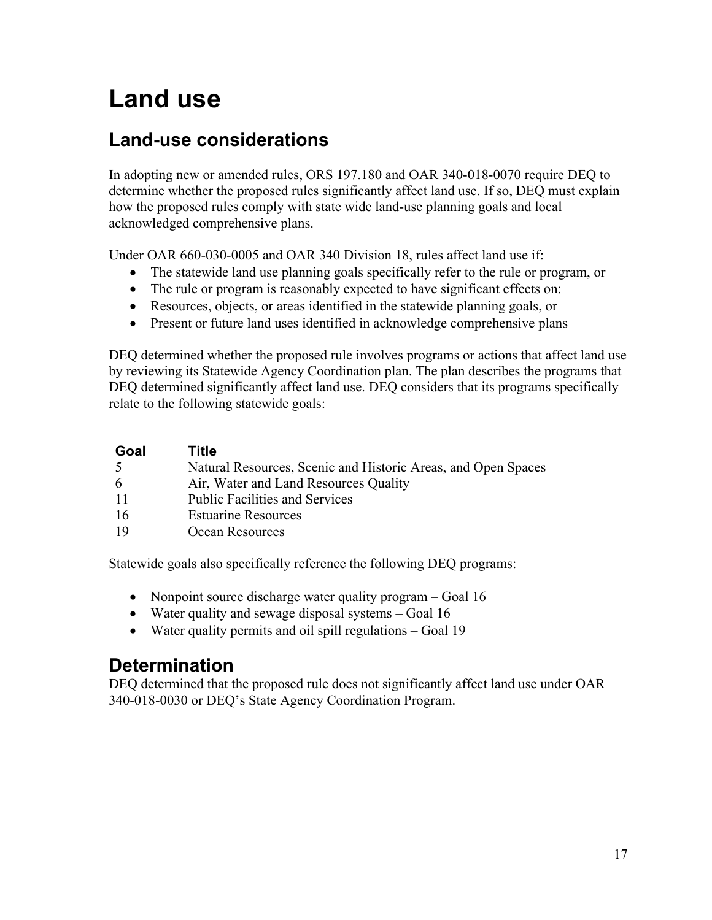# Land use

## Land-use considerations

In adopting new or amended rules, ORS 197.180 and OAR 340-018-0070 require DEQ to determine whether the proposed rules significantly affect land use. If so, DEQ must explain how the proposed rules comply with state wide land-use planning goals and local acknowledged comprehensive plans.

Under OAR 660-030-0005 and OAR 340 Division 18, rules affect land use if:

- The statewide land use planning goals specifically refer to the rule or program, or
- The rule or program is reasonably expected to have significant effects on:
- Resources, objects, or areas identified in the statewide planning goals, or
- Present or future land uses identified in acknowledge comprehensive plans

DEQ determined whether the proposed rule involves programs or actions that affect land use by reviewing its Statewide Agency Coordination plan. The plan describes the programs that DEQ determined significantly affect land use. DEQ considers that its programs specifically relate to the following statewide goals:

| Goal | Title |
|---|---|
| 5 | Natural Resources, Scenic and Historic Areas, and Open Spaces |
| 6 | Air, Water and Land Resources Quality |
| 11 | Public Facilities and Services |
| 16 | Estuarine Resources |
| 19 | Ocean Resources |

Statewide goals also specifically reference the following DEQ programs:

- Nonpoint source discharge water quality program – Goal 16
- Water quality and sewage disposal systems – Goal 16
- Water quality permits and oil spill regulations – Goal 19

## Determination

DEQ determined that the proposed rule does not significantly affect land use under OAR 340-018-0030 or DEQ's State Agency Coordination Program.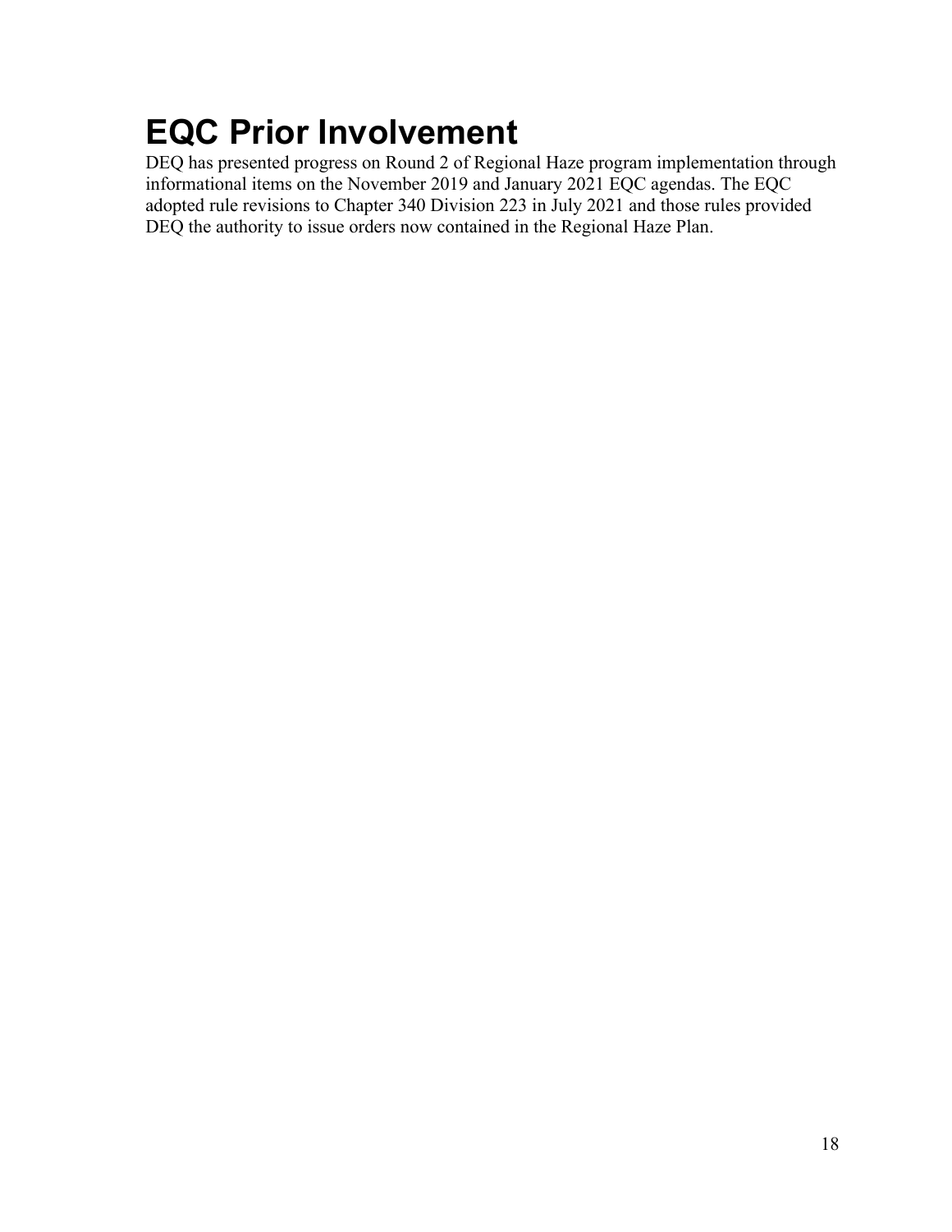# EQC Prior Involvement

DEQ has presented progress on Round 2 of Regional Haze program implementation through informational items on the November 2019 and January 2021 EQC agendas. The EQC adopted rule revisions to Chapter 340 Division 223 in July 2021 and those rules provided DEQ the authority to issue orders now contained in the Regional Haze Plan.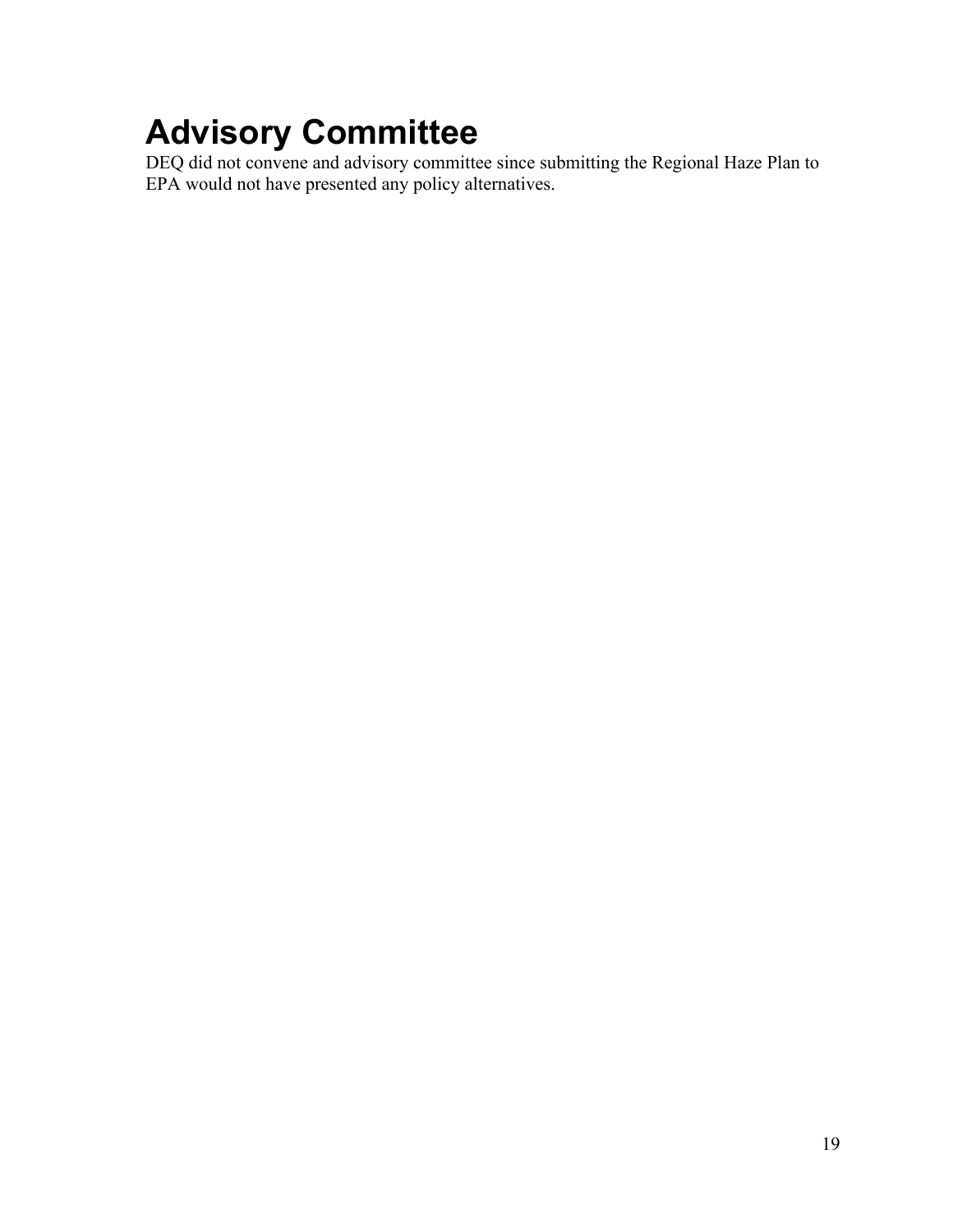# Advisory Committee

DEQ did not convene and advisory committee since submitting the Regional Haze Plan to EPA would not have presented any policy alternatives.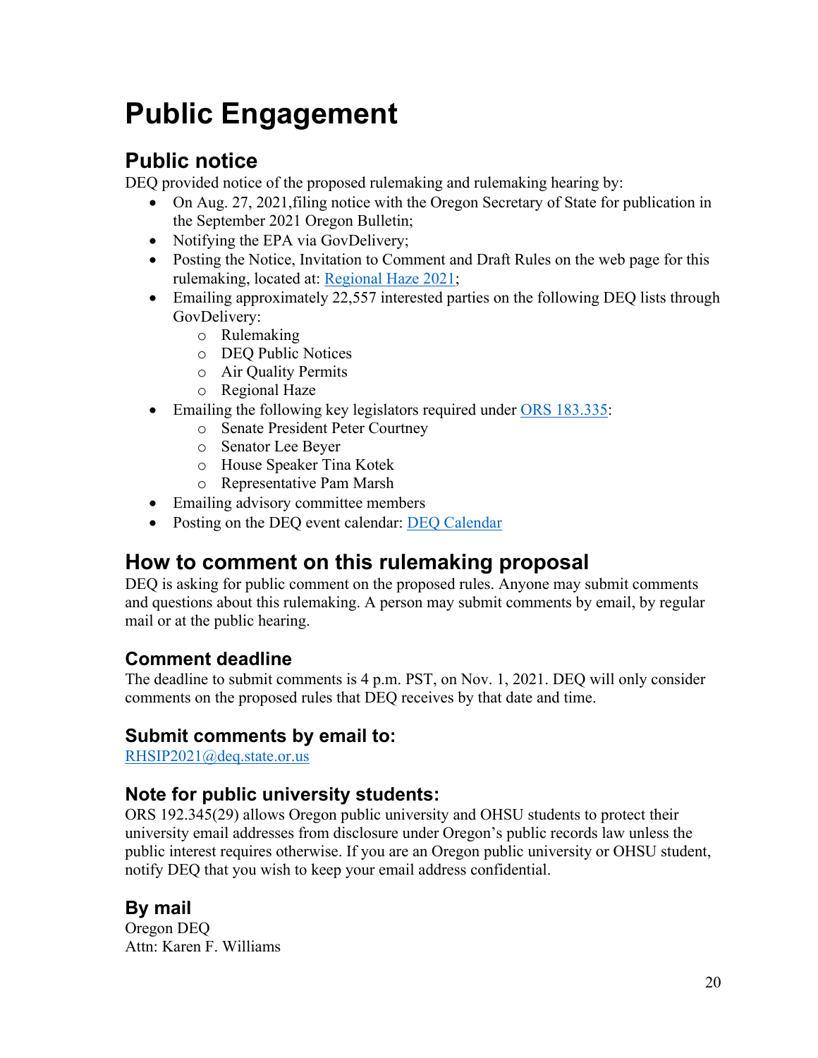# Public Engagement

## Public notice

DEQ provided notice of the proposed rulemaking and rulemaking hearing by:

- On Aug. 27, 2021,filing notice with the Oregon Secretary of State for publication in the September 2021 Oregon Bulletin;
- Notifying the EPA via GovDelivery;
- Posting the Notice, Invitation to Comment and Draft Rules on the web page for this rulemaking, located at: [Regional Haze 2021](#);
- Emailing approximately 22,557 interested parties on the following DEQ lists through GovDelivery:
  - Rulemaking
  - DEQ Public Notices
  - Air Quality Permits
  - Regional Haze
- Emailing the following key legislators required under [ORS 183.335](#):
  - Senate President Peter Courtney
  - Senator Lee Beyer
  - House Speaker Tina Kotek
  - Representative Pam Marsh
- Emailing advisory committee members
- Posting on the DEQ event calendar: [DEQ Calendar](#)

## How to comment on this rulemaking proposal

DEQ is asking for public comment on the proposed rules. Anyone may submit comments and questions about this rulemaking. A person may submit comments by email, by regular mail or at the public hearing.

### Comment deadline

The deadline to submit comments is 4 p.m. PST, on Nov. 1, 2021. DEQ will only consider comments on the proposed rules that DEQ receives by that date and time.

### Submit comments by email to:

[RHSIP2021@deq.state.or.us](mailto:RHSIP2021@deq.state.or.us)

### Note for public university students:

ORS 192.345(29) allows Oregon public university and OHSU students to protect their university email addresses from disclosure under Oregon's public records law unless the public interest requires otherwise. If you are an Oregon public university or OHSU student, notify DEQ that you wish to keep your email address confidential.

### By mail

Oregon DEQ
Attn: Karen F. Williams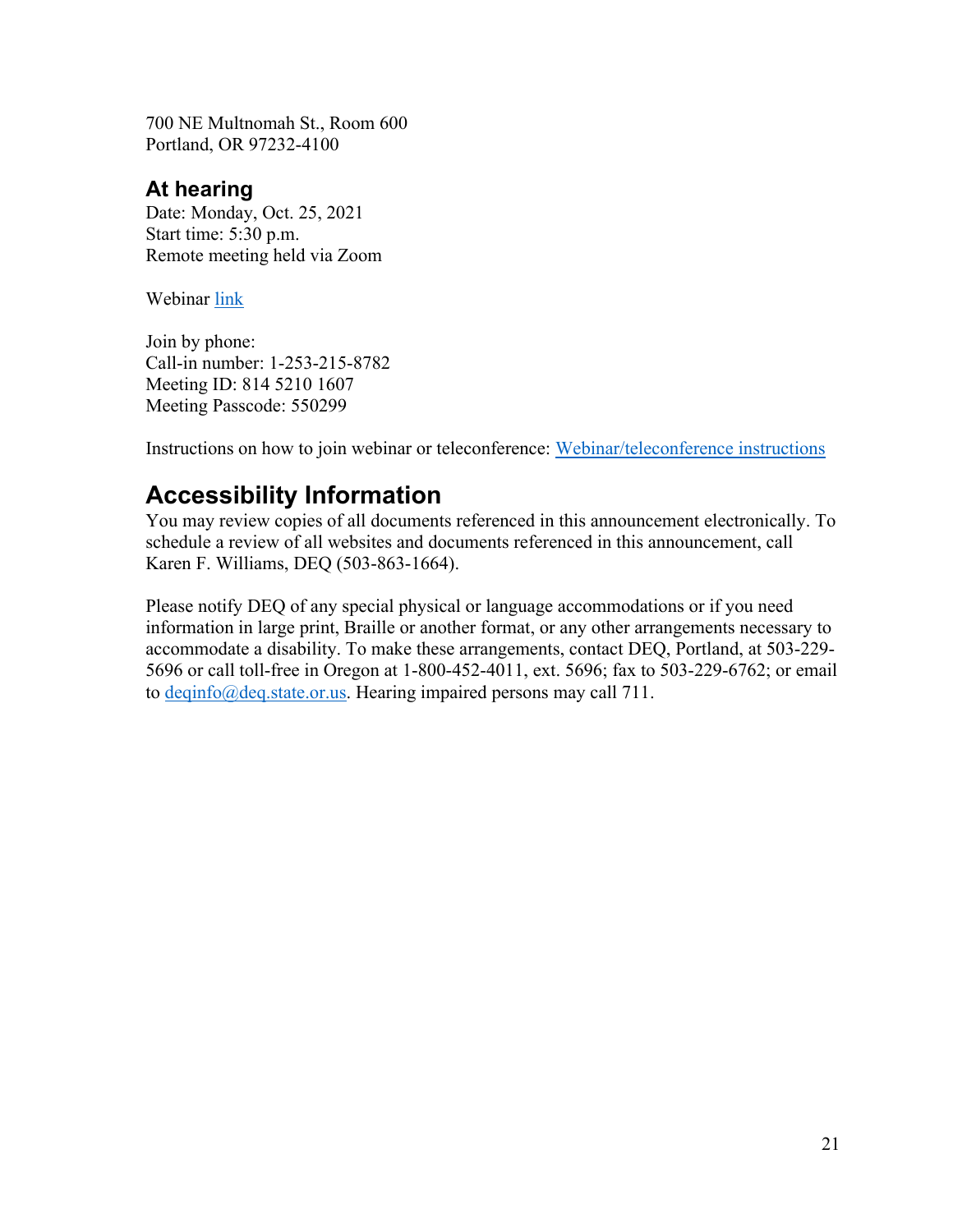700 NE Multnomah St., Room 600
Portland, OR 97232-4100

### At hearing

Date: Monday, Oct. 25, 2021
Start time: 5:30 p.m.
Remote meeting held via Zoom

Webinar link

Join by phone:
Call-in number: 1-253-215-8782
Meeting ID: 814 5210 1607
Meeting Passcode: 550299

Instructions on how to join webinar or teleconference: Webinar/teleconference instructions

## Accessibility Information

You may review copies of all documents referenced in this announcement electronically. To schedule a review of all websites and documents referenced in this announcement, call Karen F. Williams, DEQ (503-863-1664).

Please notify DEQ of any special physical or language accommodations or if you need information in large print, Braille or another format, or any other arrangements necessary to accommodate a disability. To make these arrangements, contact DEQ, Portland, at 503-229-5696 or call toll-free in Oregon at 1-800-452-4011, ext. 5696; fax to 503-229-6762; or email to deqinfo@deq.state.or.us. Hearing impaired persons may call 711.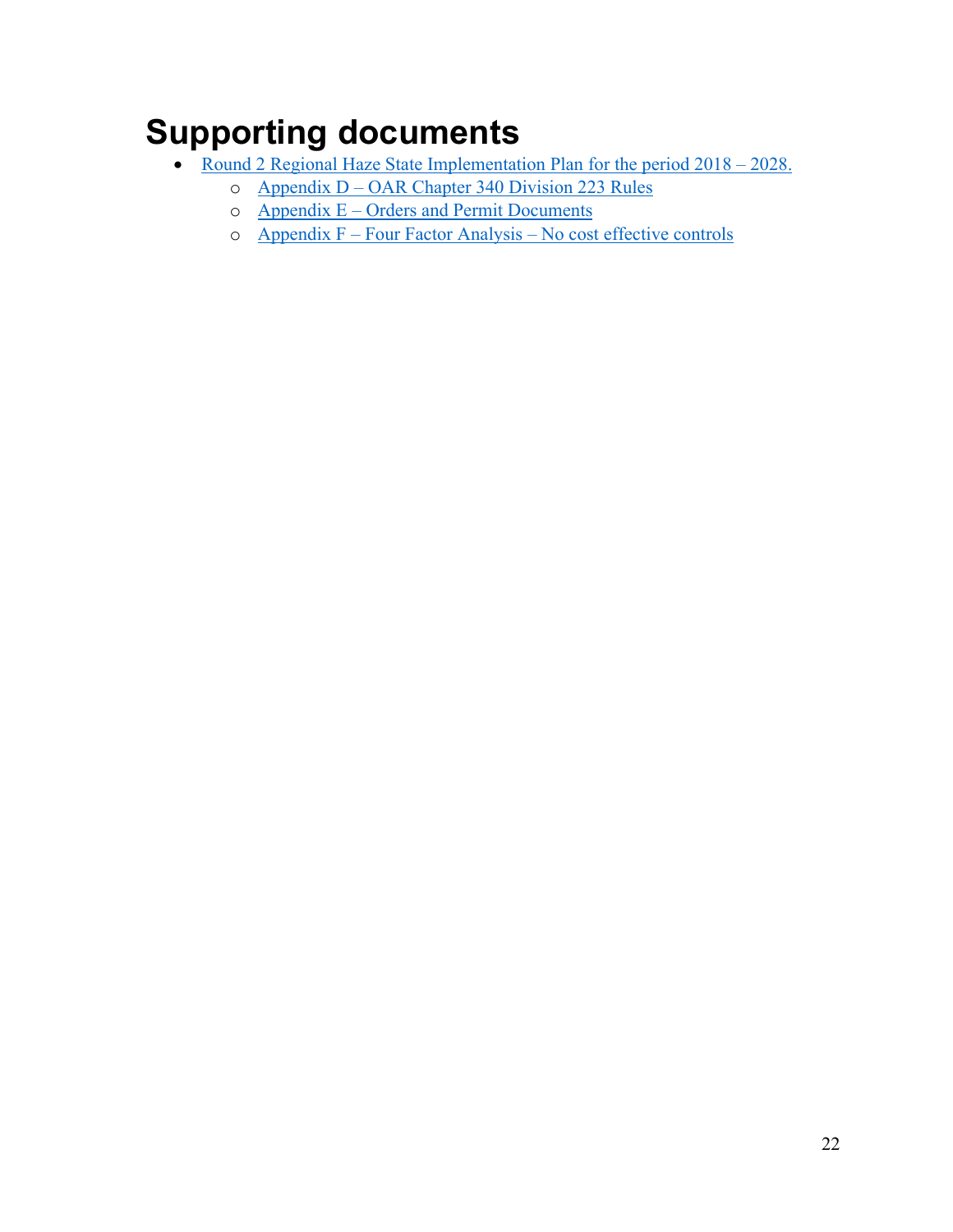# Supporting documents

- Round 2 Regional Haze State Implementation Plan for the period 2018 – 2028.
  - Appendix D – OAR Chapter 340 Division 223 Rules
  - Appendix E – Orders and Permit Documents
  - Appendix F – Four Factor Analysis – No cost effective controls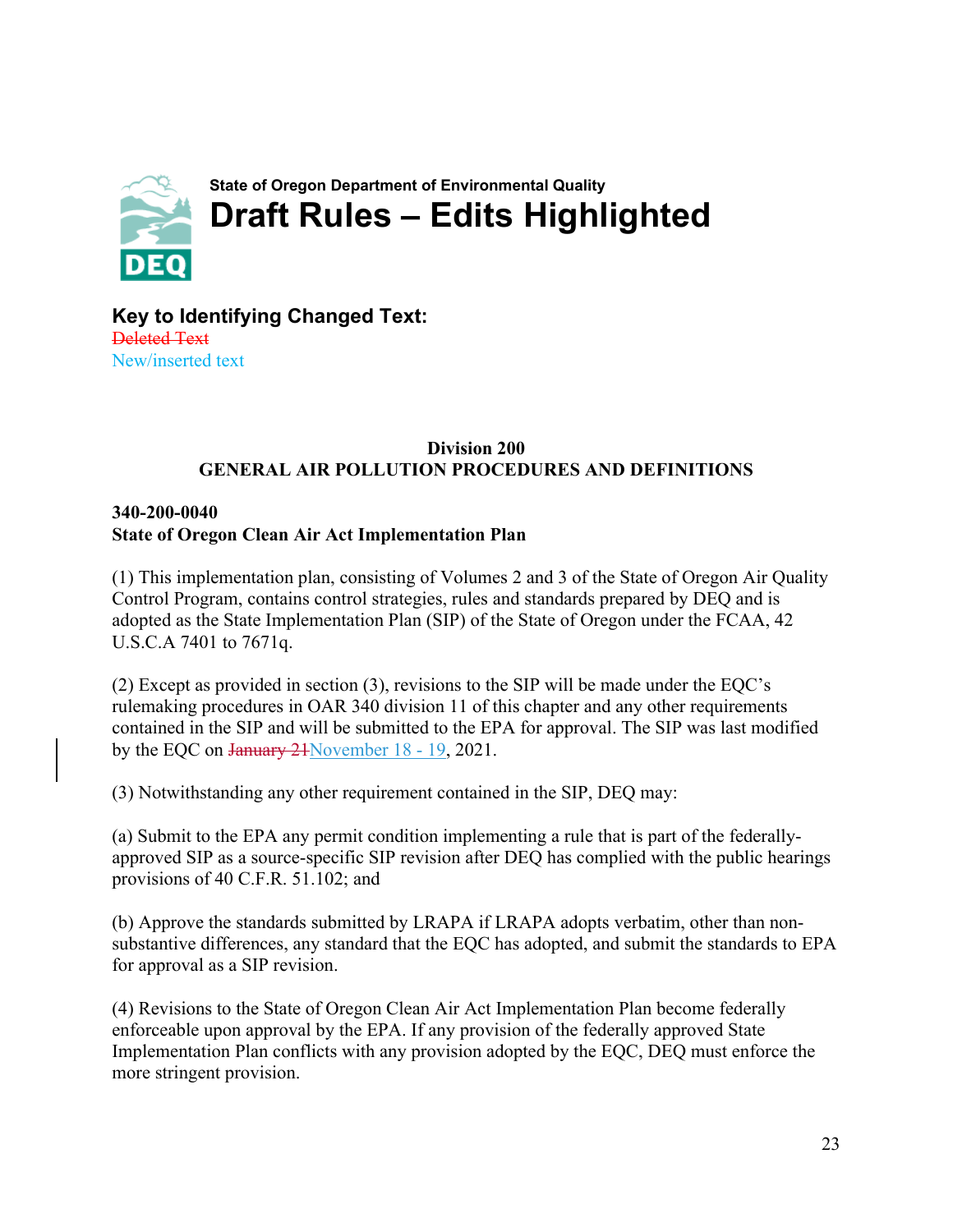State of Oregon Department of Environmental Quality

# Draft Rules – Edits Highlighted

## Key to Identifying Changed Text:

~~Deleted Text~~

New/inserted text

### Division 200
### GENERAL AIR POLLUTION PROCEDURES AND DEFINITIONS

**340-200-0040**
**State of Oregon Clean Air Act Implementation Plan**

(1) This implementation plan, consisting of Volumes 2 and 3 of the State of Oregon Air Quality Control Program, contains control strategies, rules and standards prepared by DEQ and is adopted as the State Implementation Plan (SIP) of the State of Oregon under the FCAA, 42 U.S.C.A 7401 to 7671q.

(2) Except as provided in section (3), revisions to the SIP will be made under the EQC's rulemaking procedures in OAR 340 division 11 of this chapter and any other requirements contained in the SIP and will be submitted to the EPA for approval. The SIP was last modified by the EQC on ~~January 21~~November 18 - 19, 2021.

(3) Notwithstanding any other requirement contained in the SIP, DEQ may:

(a) Submit to the EPA any permit condition implementing a rule that is part of the federally-approved SIP as a source-specific SIP revision after DEQ has complied with the public hearings provisions of 40 C.F.R. 51.102; and

(b) Approve the standards submitted by LRAPA if LRAPA adopts verbatim, other than non-substantive differences, any standard that the EQC has adopted, and submit the standards to EPA for approval as a SIP revision.

(4) Revisions to the State of Oregon Clean Air Act Implementation Plan become federally enforceable upon approval by the EPA. If any provision of the federally approved State Implementation Plan conflicts with any provision adopted by the EQC, DEQ must enforce the more stringent provision.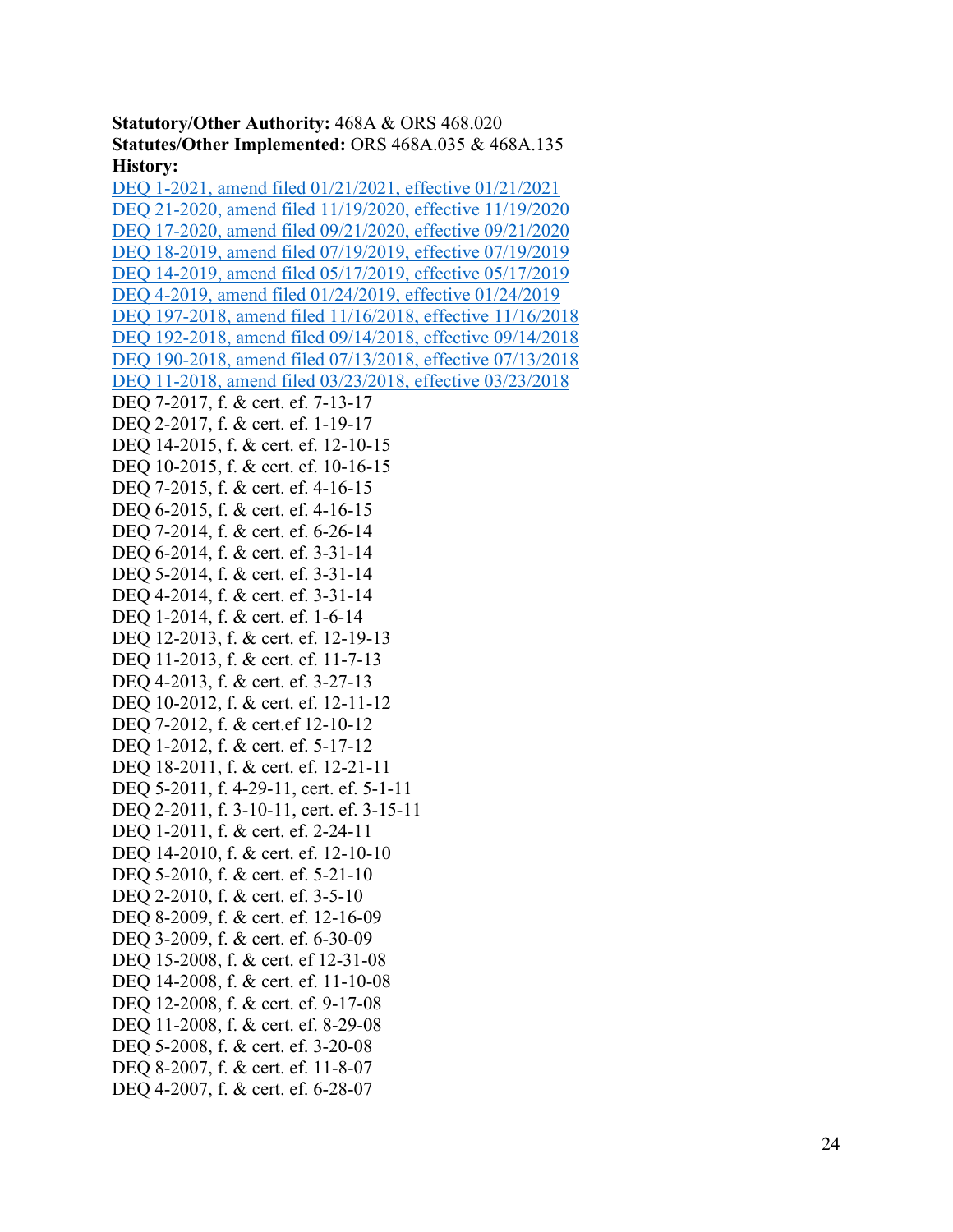**Statutory/Other Authority:** 468A & ORS 468.020
**Statutes/Other Implemented:** ORS 468A.035 & 468A.135
**History:**
DEQ 1-2021, amend filed 01/21/2021, effective 01/21/2021
DEQ 21-2020, amend filed 11/19/2020, effective 11/19/2020
DEQ 17-2020, amend filed 09/21/2020, effective 09/21/2020
DEQ 18-2019, amend filed 07/19/2019, effective 07/19/2019
DEQ 14-2019, amend filed 05/17/2019, effective 05/17/2019
DEQ 4-2019, amend filed 01/24/2019, effective 01/24/2019
DEQ 197-2018, amend filed 11/16/2018, effective 11/16/2018
DEQ 192-2018, amend filed 09/14/2018, effective 09/14/2018
DEQ 190-2018, amend filed 07/13/2018, effective 07/13/2018
DEQ 11-2018, amend filed 03/23/2018, effective 03/23/2018
DEQ 7-2017, f. & cert. ef. 7-13-17
DEQ 2-2017, f. & cert. ef. 1-19-17
DEQ 14-2015, f. & cert. ef. 12-10-15
DEQ 10-2015, f. & cert. ef. 10-16-15
DEQ 7-2015, f. & cert. ef. 4-16-15
DEQ 6-2015, f. & cert. ef. 4-16-15
DEQ 7-2014, f. & cert. ef. 6-26-14
DEQ 6-2014, f. & cert. ef. 3-31-14
DEQ 5-2014, f. & cert. ef. 3-31-14
DEQ 4-2014, f. & cert. ef. 3-31-14
DEQ 1-2014, f. & cert. ef. 1-6-14
DEQ 12-2013, f. & cert. ef. 12-19-13
DEQ 11-2013, f. & cert. ef. 11-7-13
DEQ 4-2013, f. & cert. ef. 3-27-13
DEQ 10-2012, f. & cert. ef. 12-11-12
DEQ 7-2012, f. & cert.ef 12-10-12
DEQ 1-2012, f. & cert. ef. 5-17-12
DEQ 18-2011, f. & cert. ef. 12-21-11
DEQ 5-2011, f. 4-29-11, cert. ef. 5-1-11
DEQ 2-2011, f. 3-10-11, cert. ef. 3-15-11
DEQ 1-2011, f. & cert. ef. 2-24-11
DEQ 14-2010, f. & cert. ef. 12-10-10
DEQ 5-2010, f. & cert. ef. 5-21-10
DEQ 2-2010, f. & cert. ef. 3-5-10
DEQ 8-2009, f. & cert. ef. 12-16-09
DEQ 3-2009, f. & cert. ef. 6-30-09
DEQ 15-2008, f. & cert. ef 12-31-08
DEQ 14-2008, f. & cert. ef. 11-10-08
DEQ 12-2008, f. & cert. ef. 9-17-08
DEQ 11-2008, f. & cert. ef. 8-29-08
DEQ 5-2008, f. & cert. ef. 3-20-08
DEQ 8-2007, f. & cert. ef. 11-8-07
DEQ 4-2007, f. & cert. ef. 6-28-07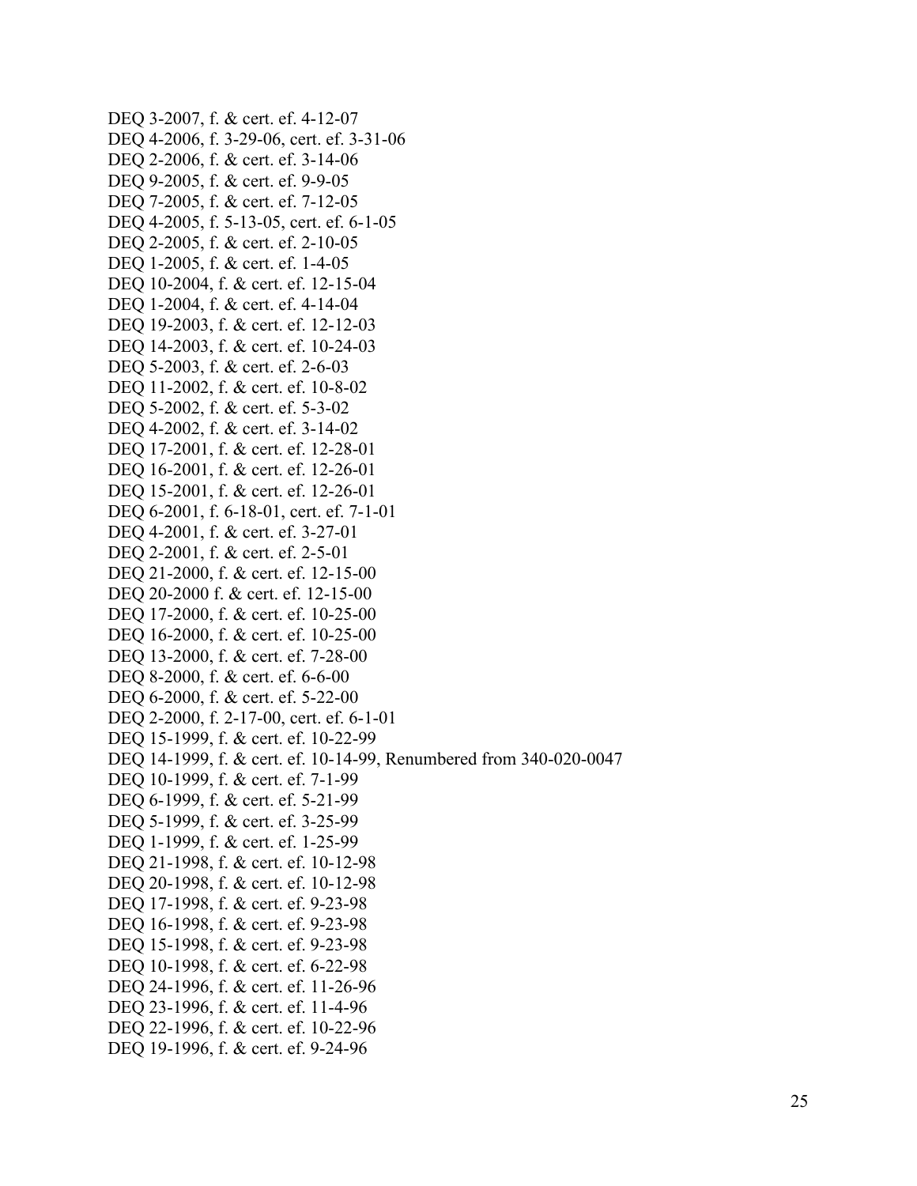DEQ 3-2007, f. & cert. ef. 4-12-07
DEQ 4-2006, f. 3-29-06, cert. ef. 3-31-06
DEQ 2-2006, f. & cert. ef. 3-14-06
DEQ 9-2005, f. & cert. ef. 9-9-05
DEQ 7-2005, f. & cert. ef. 7-12-05
DEQ 4-2005, f. 5-13-05, cert. ef. 6-1-05
DEQ 2-2005, f. & cert. ef. 2-10-05
DEQ 1-2005, f. & cert. ef. 1-4-05
DEQ 10-2004, f. & cert. ef. 12-15-04
DEQ 1-2004, f. & cert. ef. 4-14-04
DEQ 19-2003, f. & cert. ef. 12-12-03
DEQ 14-2003, f. & cert. ef. 10-24-03
DEQ 5-2003, f. & cert. ef. 2-6-03
DEQ 11-2002, f. & cert. ef. 10-8-02
DEQ 5-2002, f. & cert. ef. 5-3-02
DEQ 4-2002, f. & cert. ef. 3-14-02
DEQ 17-2001, f. & cert. ef. 12-28-01
DEQ 16-2001, f. & cert. ef. 12-26-01
DEQ 15-2001, f. & cert. ef. 12-26-01
DEQ 6-2001, f. 6-18-01, cert. ef. 7-1-01
DEQ 4-2001, f. & cert. ef. 3-27-01
DEQ 2-2001, f. & cert. ef. 2-5-01
DEQ 21-2000, f. & cert. ef. 12-15-00
DEQ 20-2000 f. & cert. ef. 12-15-00
DEQ 17-2000, f. & cert. ef. 10-25-00
DEQ 16-2000, f. & cert. ef. 10-25-00
DEQ 13-2000, f. & cert. ef. 7-28-00
DEQ 8-2000, f. & cert. ef. 6-6-00
DEQ 6-2000, f. & cert. ef. 5-22-00
DEQ 2-2000, f. 2-17-00, cert. ef. 6-1-01
DEQ 15-1999, f. & cert. ef. 10-22-99
DEQ 14-1999, f. & cert. ef. 10-14-99, Renumbered from 340-020-0047
DEQ 10-1999, f. & cert. ef. 7-1-99
DEQ 6-1999, f. & cert. ef. 5-21-99
DEQ 5-1999, f. & cert. ef. 3-25-99
DEQ 1-1999, f. & cert. ef. 1-25-99
DEQ 21-1998, f. & cert. ef. 10-12-98
DEQ 20-1998, f. & cert. ef. 10-12-98
DEQ 17-1998, f. & cert. ef. 9-23-98
DEQ 16-1998, f. & cert. ef. 9-23-98
DEQ 15-1998, f. & cert. ef. 9-23-98
DEQ 10-1998, f. & cert. ef. 6-22-98
DEQ 24-1996, f. & cert. ef. 11-26-96
DEQ 23-1996, f. & cert. ef. 11-4-96
DEQ 22-1996, f. & cert. ef. 10-22-96
DEQ 19-1996, f. & cert. ef. 9-24-96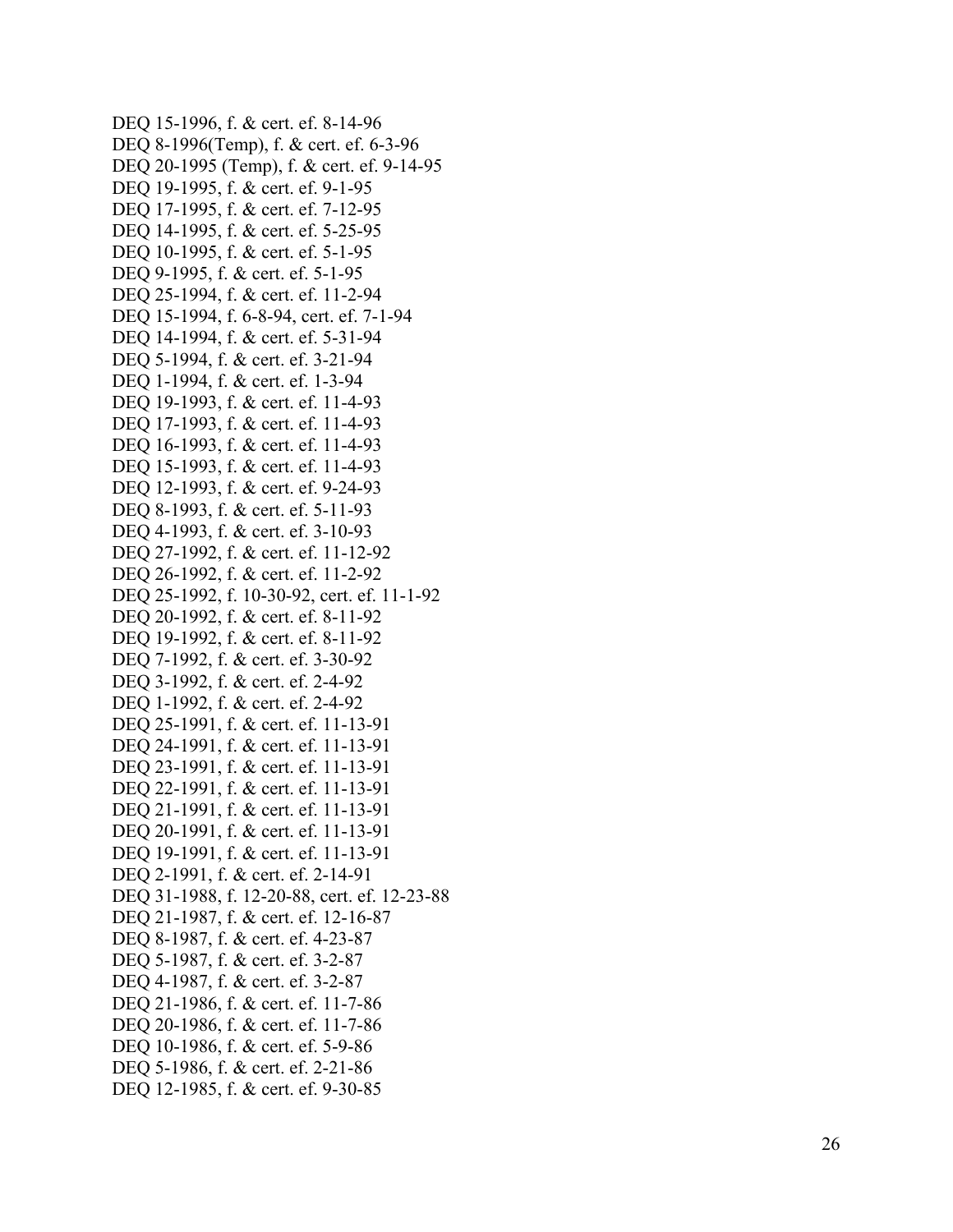DEQ 15-1996, f. & cert. ef. 8-14-96
DEQ 8-1996(Temp), f. & cert. ef. 6-3-96
DEQ 20-1995 (Temp), f. & cert. ef. 9-14-95
DEQ 19-1995, f. & cert. ef. 9-1-95
DEQ 17-1995, f. & cert. ef. 7-12-95
DEQ 14-1995, f. & cert. ef. 5-25-95
DEQ 10-1995, f. & cert. ef. 5-1-95
DEQ 9-1995, f. & cert. ef. 5-1-95
DEQ 25-1994, f. & cert. ef. 11-2-94
DEQ 15-1994, f. 6-8-94, cert. ef. 7-1-94
DEQ 14-1994, f. & cert. ef. 5-31-94
DEQ 5-1994, f. & cert. ef. 3-21-94
DEQ 1-1994, f. & cert. ef. 1-3-94
DEQ 19-1993, f. & cert. ef. 11-4-93
DEQ 17-1993, f. & cert. ef. 11-4-93
DEQ 16-1993, f. & cert. ef. 11-4-93
DEQ 15-1993, f. & cert. ef. 11-4-93
DEQ 12-1993, f. & cert. ef. 9-24-93
DEQ 8-1993, f. & cert. ef. 5-11-93
DEQ 4-1993, f. & cert. ef. 3-10-93
DEQ 27-1992, f. & cert. ef. 11-12-92
DEQ 26-1992, f. & cert. ef. 11-2-92
DEQ 25-1992, f. 10-30-92, cert. ef. 11-1-92
DEQ 20-1992, f. & cert. ef. 8-11-92
DEQ 19-1992, f. & cert. ef. 8-11-92
DEQ 7-1992, f. & cert. ef. 3-30-92
DEQ 3-1992, f. & cert. ef. 2-4-92
DEQ 1-1992, f. & cert. ef. 2-4-92
DEQ 25-1991, f. & cert. ef. 11-13-91
DEQ 24-1991, f. & cert. ef. 11-13-91
DEQ 23-1991, f. & cert. ef. 11-13-91
DEQ 22-1991, f. & cert. ef. 11-13-91
DEQ 21-1991, f. & cert. ef. 11-13-91
DEQ 20-1991, f. & cert. ef. 11-13-91
DEQ 19-1991, f. & cert. ef. 11-13-91
DEQ 2-1991, f. & cert. ef. 2-14-91
DEQ 31-1988, f. 12-20-88, cert. ef. 12-23-88
DEQ 21-1987, f. & cert. ef. 12-16-87
DEQ 8-1987, f. & cert. ef. 4-23-87
DEQ 5-1987, f. & cert. ef. 3-2-87
DEQ 4-1987, f. & cert. ef. 3-2-87
DEQ 21-1986, f. & cert. ef. 11-7-86
DEQ 20-1986, f. & cert. ef. 11-7-86
DEQ 10-1986, f. & cert. ef. 5-9-86
DEQ 5-1986, f. & cert. ef. 2-21-86
DEQ 12-1985, f. & cert. ef. 9-30-85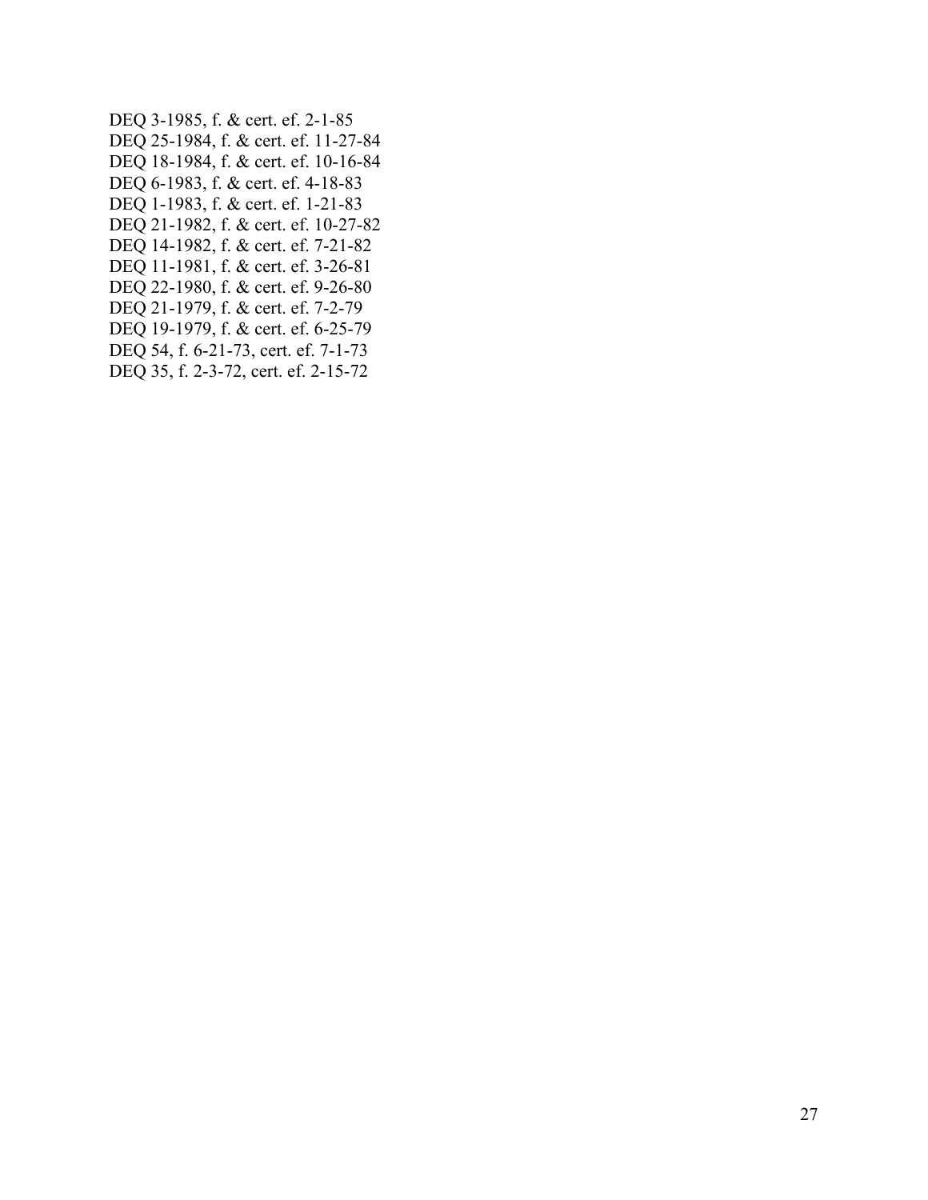DEQ 3-1985, f. & cert. ef. 2-1-85
DEQ 25-1984, f. & cert. ef. 11-27-84
DEQ 18-1984, f. & cert. ef. 10-16-84
DEQ 6-1983, f. & cert. ef. 4-18-83
DEQ 1-1983, f. & cert. ef. 1-21-83
DEQ 21-1982, f. & cert. ef. 10-27-82
DEQ 14-1982, f. & cert. ef. 7-21-82
DEQ 11-1981, f. & cert. ef. 3-26-81
DEQ 22-1980, f. & cert. ef. 9-26-80
DEQ 21-1979, f. & cert. ef. 7-2-79
DEQ 19-1979, f. & cert. ef. 6-25-79
DEQ 54, f. 6-21-73, cert. ef. 7-1-73
DEQ 35, f. 2-3-72, cert. ef. 2-15-72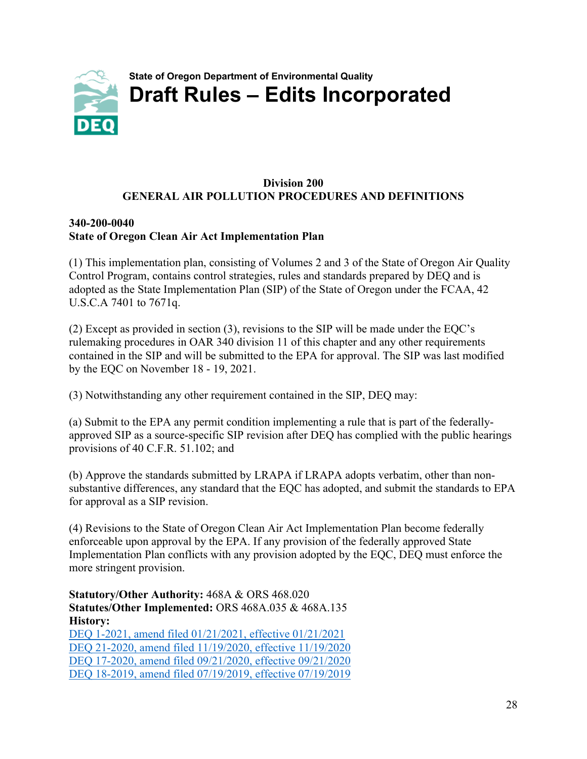**State of Oregon Department of Environmental Quality**

# Draft Rules – Edits Incorporated

## Division 200
## GENERAL AIR POLLUTION PROCEDURES AND DEFINITIONS

### 340-200-0040
### State of Oregon Clean Air Act Implementation Plan

(1) This implementation plan, consisting of Volumes 2 and 3 of the State of Oregon Air Quality Control Program, contains control strategies, rules and standards prepared by DEQ and is adopted as the State Implementation Plan (SIP) of the State of Oregon under the FCAA, 42 U.S.C.A 7401 to 7671q.

(2) Except as provided in section (3), revisions to the SIP will be made under the EQC's rulemaking procedures in OAR 340 division 11 of this chapter and any other requirements contained in the SIP and will be submitted to the EPA for approval. The SIP was last modified by the EQC on November 18 - 19, 2021.

(3) Notwithstanding any other requirement contained in the SIP, DEQ may:

(a) Submit to the EPA any permit condition implementing a rule that is part of the federally-approved SIP as a source-specific SIP revision after DEQ has complied with the public hearings provisions of 40 C.F.R. 51.102; and

(b) Approve the standards submitted by LRAPA if LRAPA adopts verbatim, other than non-substantive differences, any standard that the EQC has adopted, and submit the standards to EPA for approval as a SIP revision.

(4) Revisions to the State of Oregon Clean Air Act Implementation Plan become federally enforceable upon approval by the EPA. If any provision of the federally approved State Implementation Plan conflicts with any provision adopted by the EQC, DEQ must enforce the more stringent provision.

**Statutory/Other Authority:** 468A & ORS 468.020
**Statutes/Other Implemented:** ORS 468A.035 & 468A.135
**History:**
DEQ 1-2021, amend filed 01/21/2021, effective 01/21/2021
DEQ 21-2020, amend filed 11/19/2020, effective 11/19/2020
DEQ 17-2020, amend filed 09/21/2020, effective 09/21/2020
DEQ 18-2019, amend filed 07/19/2019, effective 07/19/2019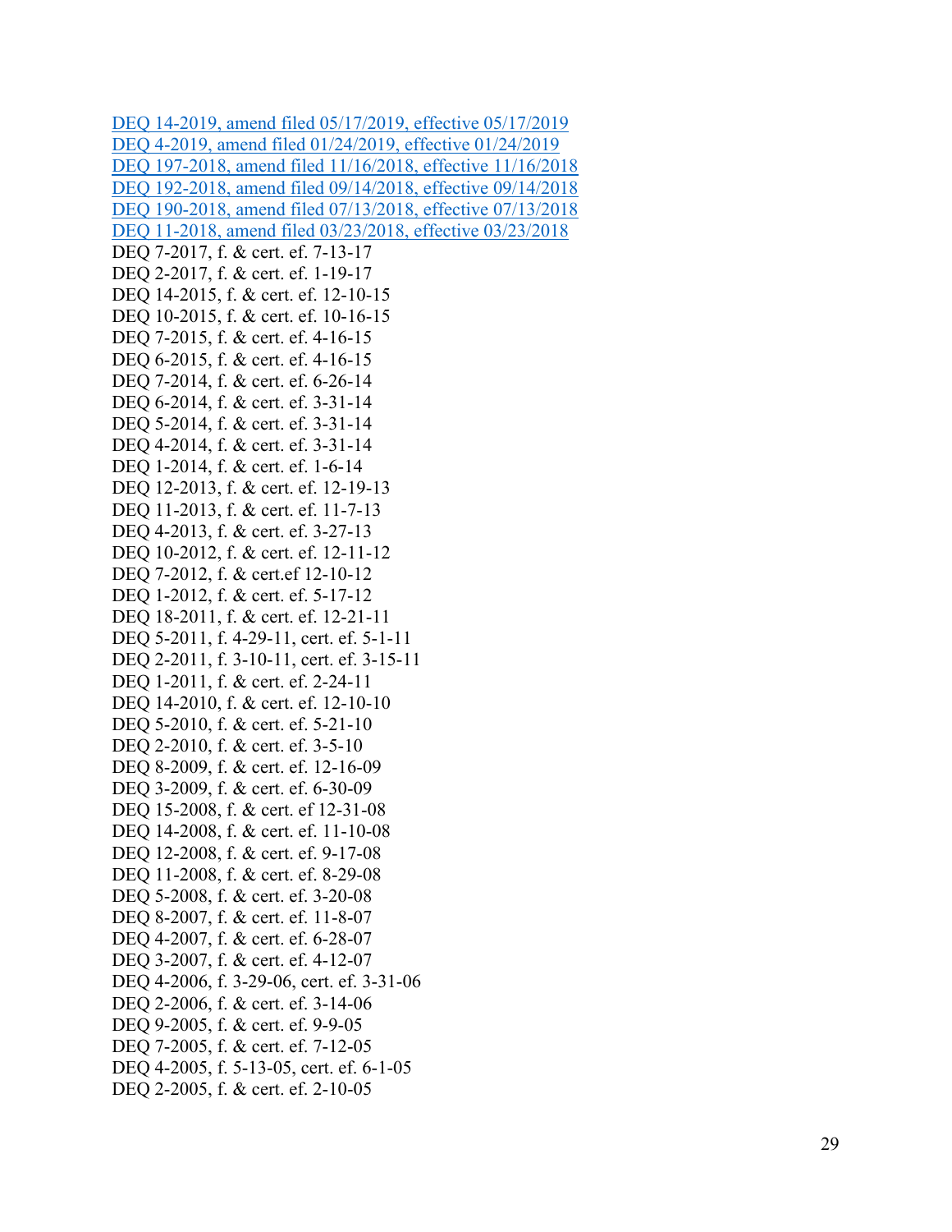[DEQ 14-2019, amend filed 05/17/2019, effective 05/17/2019]
[DEQ 4-2019, amend filed 01/24/2019, effective 01/24/2019]
[DEQ 197-2018, amend filed 11/16/2018, effective 11/16/2018]
[DEQ 192-2018, amend filed 09/14/2018, effective 09/14/2018]
[DEQ 190-2018, amend filed 07/13/2018, effective 07/13/2018]
[DEQ 11-2018, amend filed 03/23/2018, effective 03/23/2018]
DEQ 7-2017, f. & cert. ef. 7-13-17
DEQ 2-2017, f. & cert. ef. 1-19-17
DEQ 14-2015, f. & cert. ef. 12-10-15
DEQ 10-2015, f. & cert. ef. 10-16-15
DEQ 7-2015, f. & cert. ef. 4-16-15
DEQ 6-2015, f. & cert. ef. 4-16-15
DEQ 7-2014, f. & cert. ef. 6-26-14
DEQ 6-2014, f. & cert. ef. 3-31-14
DEQ 5-2014, f. & cert. ef. 3-31-14
DEQ 4-2014, f. & cert. ef. 3-31-14
DEQ 1-2014, f. & cert. ef. 1-6-14
DEQ 12-2013, f. & cert. ef. 12-19-13
DEQ 11-2013, f. & cert. ef. 11-7-13
DEQ 4-2013, f. & cert. ef. 3-27-13
DEQ 10-2012, f. & cert. ef. 12-11-12
DEQ 7-2012, f. & cert.ef 12-10-12
DEQ 1-2012, f. & cert. ef. 5-17-12
DEQ 18-2011, f. & cert. ef. 12-21-11
DEQ 5-2011, f. 4-29-11, cert. ef. 5-1-11
DEQ 2-2011, f. 3-10-11, cert. ef. 3-15-11
DEQ 1-2011, f. & cert. ef. 2-24-11
DEQ 14-2010, f. & cert. ef. 12-10-10
DEQ 5-2010, f. & cert. ef. 5-21-10
DEQ 2-2010, f. & cert. ef. 3-5-10
DEQ 8-2009, f. & cert. ef. 12-16-09
DEQ 3-2009, f. & cert. ef. 6-30-09
DEQ 15-2008, f. & cert. ef 12-31-08
DEQ 14-2008, f. & cert. ef. 11-10-08
DEQ 12-2008, f. & cert. ef. 9-17-08
DEQ 11-2008, f. & cert. ef. 8-29-08
DEQ 5-2008, f. & cert. ef. 3-20-08
DEQ 8-2007, f. & cert. ef. 11-8-07
DEQ 4-2007, f. & cert. ef. 6-28-07
DEQ 3-2007, f. & cert. ef. 4-12-07
DEQ 4-2006, f. 3-29-06, cert. ef. 3-31-06
DEQ 2-2006, f. & cert. ef. 3-14-06
DEQ 9-2005, f. & cert. ef. 9-9-05
DEQ 7-2005, f. & cert. ef. 7-12-05
DEQ 4-2005, f. 5-13-05, cert. ef. 6-1-05
DEQ 2-2005, f. & cert. ef. 2-10-05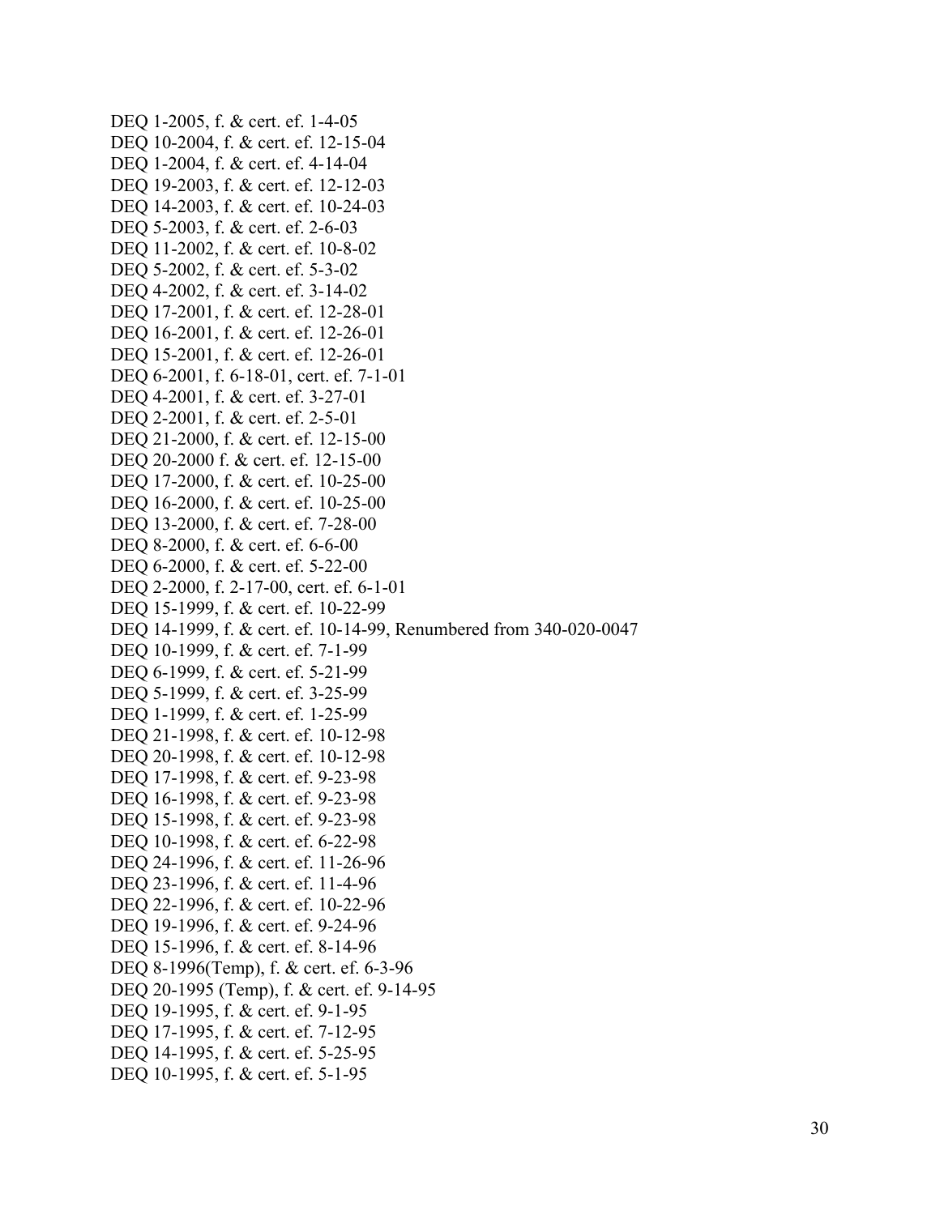DEQ 1-2005, f. & cert. ef. 1-4-05
DEQ 10-2004, f. & cert. ef. 12-15-04
DEQ 1-2004, f. & cert. ef. 4-14-04
DEQ 19-2003, f. & cert. ef. 12-12-03
DEQ 14-2003, f. & cert. ef. 10-24-03
DEQ 5-2003, f. & cert. ef. 2-6-03
DEQ 11-2002, f. & cert. ef. 10-8-02
DEQ 5-2002, f. & cert. ef. 5-3-02
DEQ 4-2002, f. & cert. ef. 3-14-02
DEQ 17-2001, f. & cert. ef. 12-28-01
DEQ 16-2001, f. & cert. ef. 12-26-01
DEQ 15-2001, f. & cert. ef. 12-26-01
DEQ 6-2001, f. 6-18-01, cert. ef. 7-1-01
DEQ 4-2001, f. & cert. ef. 3-27-01
DEQ 2-2001, f. & cert. ef. 2-5-01
DEQ 21-2000, f. & cert. ef. 12-15-00
DEQ 20-2000 f. & cert. ef. 12-15-00
DEQ 17-2000, f. & cert. ef. 10-25-00
DEQ 16-2000, f. & cert. ef. 10-25-00
DEQ 13-2000, f. & cert. ef. 7-28-00
DEQ 8-2000, f. & cert. ef. 6-6-00
DEQ 6-2000, f. & cert. ef. 5-22-00
DEQ 2-2000, f. 2-17-00, cert. ef. 6-1-01
DEQ 15-1999, f. & cert. ef. 10-22-99
DEQ 14-1999, f. & cert. ef. 10-14-99, Renumbered from 340-020-0047
DEQ 10-1999, f. & cert. ef. 7-1-99
DEQ 6-1999, f. & cert. ef. 5-21-99
DEQ 5-1999, f. & cert. ef. 3-25-99
DEQ 1-1999, f. & cert. ef. 1-25-99
DEQ 21-1998, f. & cert. ef. 10-12-98
DEQ 20-1998, f. & cert. ef. 10-12-98
DEQ 17-1998, f. & cert. ef. 9-23-98
DEQ 16-1998, f. & cert. ef. 9-23-98
DEQ 15-1998, f. & cert. ef. 9-23-98
DEQ 10-1998, f. & cert. ef. 6-22-98
DEQ 24-1996, f. & cert. ef. 11-26-96
DEQ 23-1996, f. & cert. ef. 11-4-96
DEQ 22-1996, f. & cert. ef. 10-22-96
DEQ 19-1996, f. & cert. ef. 9-24-96
DEQ 15-1996, f. & cert. ef. 8-14-96
DEQ 8-1996(Temp), f. & cert. ef. 6-3-96
DEQ 20-1995 (Temp), f. & cert. ef. 9-14-95
DEQ 19-1995, f. & cert. ef. 9-1-95
DEQ 17-1995, f. & cert. ef. 7-12-95
DEQ 14-1995, f. & cert. ef. 5-25-95
DEQ 10-1995, f. & cert. ef. 5-1-95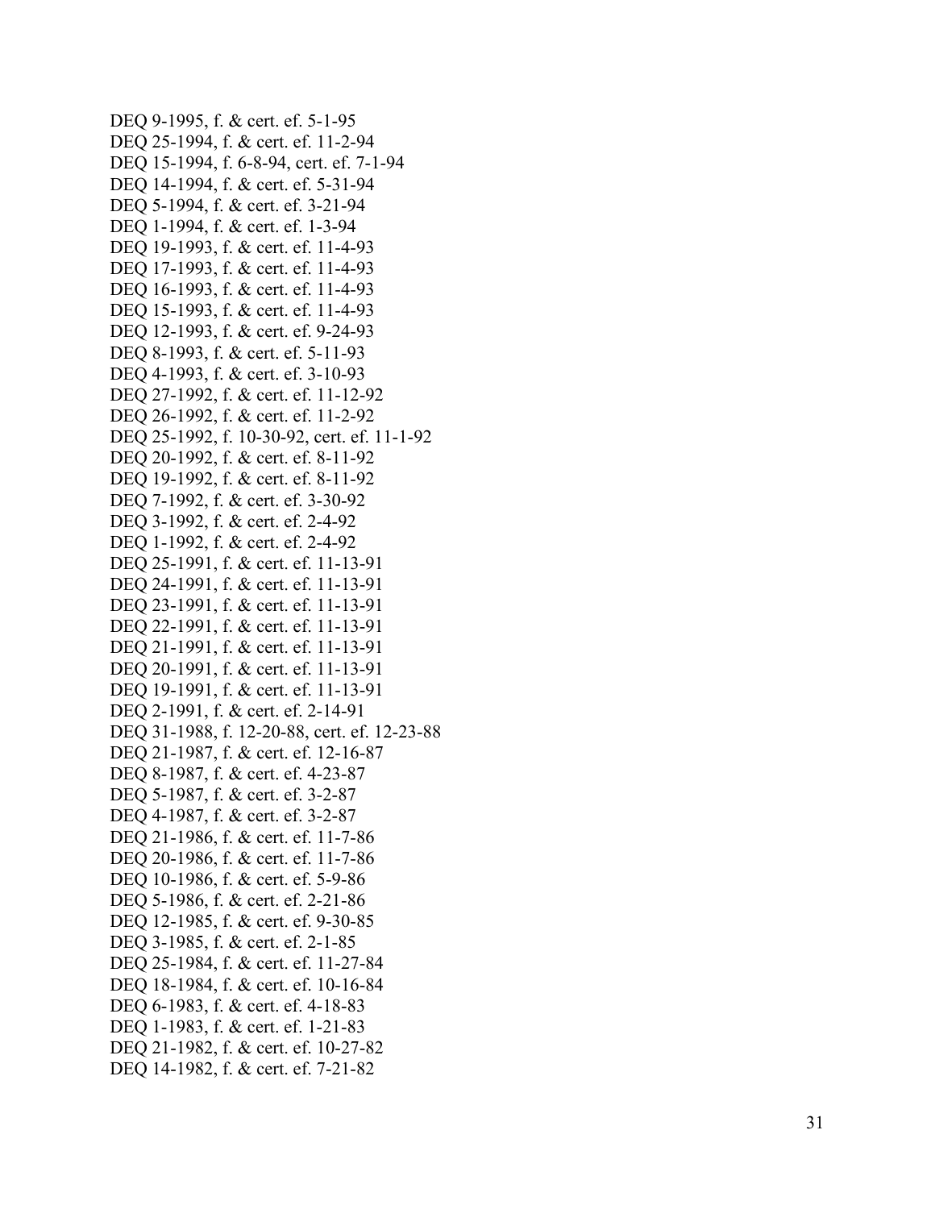DEQ 9-1995, f. & cert. ef. 5-1-95
DEQ 25-1994, f. & cert. ef. 11-2-94
DEQ 15-1994, f. 6-8-94, cert. ef. 7-1-94
DEQ 14-1994, f. & cert. ef. 5-31-94
DEQ 5-1994, f. & cert. ef. 3-21-94
DEQ 1-1994, f. & cert. ef. 1-3-94
DEQ 19-1993, f. & cert. ef. 11-4-93
DEQ 17-1993, f. & cert. ef. 11-4-93
DEQ 16-1993, f. & cert. ef. 11-4-93
DEQ 15-1993, f. & cert. ef. 11-4-93
DEQ 12-1993, f. & cert. ef. 9-24-93
DEQ 8-1993, f. & cert. ef. 5-11-93
DEQ 4-1993, f. & cert. ef. 3-10-93
DEQ 27-1992, f. & cert. ef. 11-12-92
DEQ 26-1992, f. & cert. ef. 11-2-92
DEQ 25-1992, f. 10-30-92, cert. ef. 11-1-92
DEQ 20-1992, f. & cert. ef. 8-11-92
DEQ 19-1992, f. & cert. ef. 8-11-92
DEQ 7-1992, f. & cert. ef. 3-30-92
DEQ 3-1992, f. & cert. ef. 2-4-92
DEQ 1-1992, f. & cert. ef. 2-4-92
DEQ 25-1991, f. & cert. ef. 11-13-91
DEQ 24-1991, f. & cert. ef. 11-13-91
DEQ 23-1991, f. & cert. ef. 11-13-91
DEQ 22-1991, f. & cert. ef. 11-13-91
DEQ 21-1991, f. & cert. ef. 11-13-91
DEQ 20-1991, f. & cert. ef. 11-13-91
DEQ 19-1991, f. & cert. ef. 11-13-91
DEQ 2-1991, f. & cert. ef. 2-14-91
DEQ 31-1988, f. 12-20-88, cert. ef. 12-23-88
DEQ 21-1987, f. & cert. ef. 12-16-87
DEQ 8-1987, f. & cert. ef. 4-23-87
DEQ 5-1987, f. & cert. ef. 3-2-87
DEQ 4-1987, f. & cert. ef. 3-2-87
DEQ 21-1986, f. & cert. ef. 11-7-86
DEQ 20-1986, f. & cert. ef. 11-7-86
DEQ 10-1986, f. & cert. ef. 5-9-86
DEQ 5-1986, f. & cert. ef. 2-21-86
DEQ 12-1985, f. & cert. ef. 9-30-85
DEQ 3-1985, f. & cert. ef. 2-1-85
DEQ 25-1984, f. & cert. ef. 11-27-84
DEQ 18-1984, f. & cert. ef. 10-16-84
DEQ 6-1983, f. & cert. ef. 4-18-83
DEQ 1-1983, f. & cert. ef. 1-21-83
DEQ 21-1982, f. & cert. ef. 10-27-82
DEQ 14-1982, f. & cert. ef. 7-21-82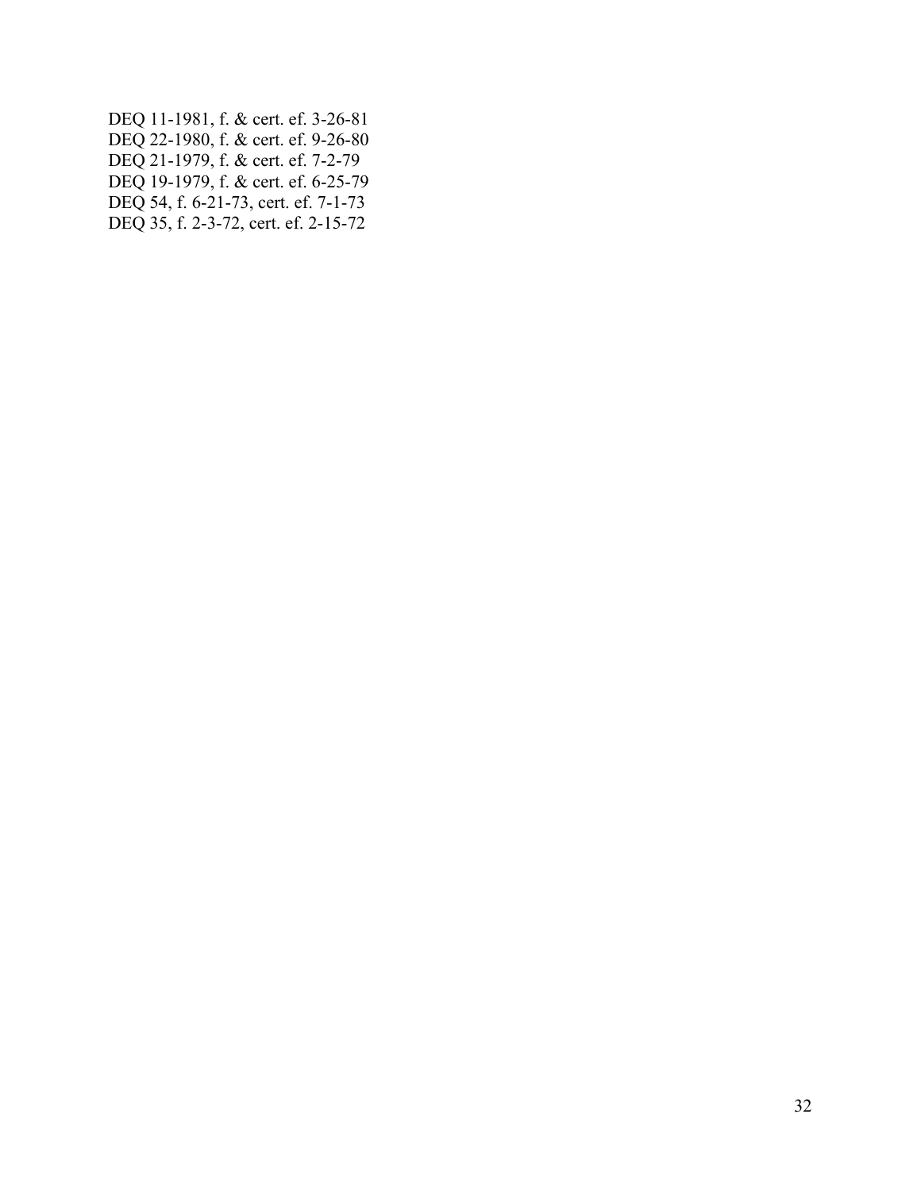DEQ 11-1981, f. & cert. ef. 3-26-81
DEQ 22-1980, f. & cert. ef. 9-26-80
DEQ 21-1979, f. & cert. ef. 7-2-79
DEQ 19-1979, f. & cert. ef. 6-25-79
DEQ 54, f. 6-21-73, cert. ef. 7-1-73
DEQ 35, f. 2-3-72, cert. ef. 2-15-72